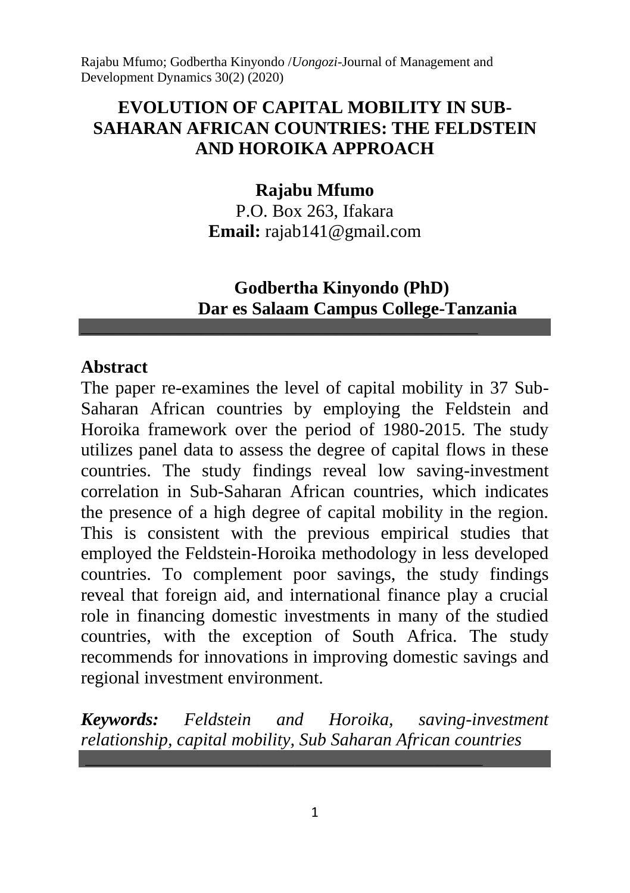# EVOLUTION OF CAPITAL MOBILITY IN SUB-SAHARAN AFRICAN COUNTRIES: THE FELDSTEIN AND HOROIKA APPROACH

**Rajabu Mfumo**
P.O. Box 263, Ifakara
**Email:** rajab141@gmail.com

**Godbertha Kinyondo (PhD)**
**Dar es Salaam Campus College-Tanzania**

## Abstract

The paper re-examines the level of capital mobility in 37 Sub-Saharan African countries by employing the Feldstein and Horoika framework over the period of 1980-2015. The study utilizes panel data to assess the degree of capital flows in these countries. The study findings reveal low saving-investment correlation in Sub-Saharan African countries, which indicates the presence of a high degree of capital mobility in the region. This is consistent with the previous empirical studies that employed the Feldstein-Horoika methodology in less developed countries. To complement poor savings, the study findings reveal that foreign aid, and international finance play a crucial role in financing domestic investments in many of the studied countries, with the exception of South Africa. The study recommends for innovations in improving domestic savings and regional investment environment.

***Keywords:*** *Feldstein and Horoika, saving-investment relationship, capital mobility, Sub Saharan African countries*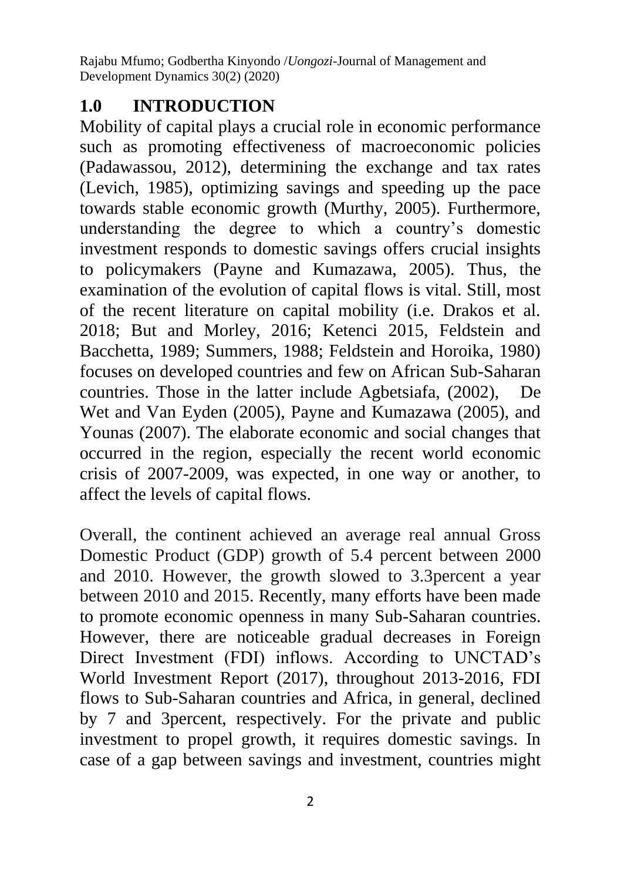## 1.0 INTRODUCTION

Mobility of capital plays a crucial role in economic performance such as promoting effectiveness of macroeconomic policies (Padawassou, 2012), determining the exchange and tax rates (Levich, 1985), optimizing savings and speeding up the pace towards stable economic growth (Murthy, 2005). Furthermore, understanding the degree to which a country's domestic investment responds to domestic savings offers crucial insights to policymakers (Payne and Kumazawa, 2005). Thus, the examination of the evolution of capital flows is vital. Still, most of the recent literature on capital mobility (i.e. Drakos et al. 2018; But and Morley, 2016; Ketenci 2015, Feldstein and Bacchetta, 1989; Summers, 1988; Feldstein and Horoika, 1980) focuses on developed countries and few on African Sub-Saharan countries. Those in the latter include Agbetsiafa, (2002), De Wet and Van Eyden (2005), Payne and Kumazawa (2005), and Younas (2007). The elaborate economic and social changes that occurred in the region, especially the recent world economic crisis of 2007-2009, was expected, in one way or another, to affect the levels of capital flows.

Overall, the continent achieved an average real annual Gross Domestic Product (GDP) growth of 5.4 percent between 2000 and 2010. However, the growth slowed to 3.3percent a year between 2010 and 2015. Recently, many efforts have been made to promote economic openness in many Sub-Saharan countries. However, there are noticeable gradual decreases in Foreign Direct Investment (FDI) inflows. According to UNCTAD's World Investment Report (2017), throughout 2013-2016, FDI flows to Sub-Saharan countries and Africa, in general, declined by 7 and 3percent, respectively. For the private and public investment to propel growth, it requires domestic savings. In case of a gap between savings and investment, countries might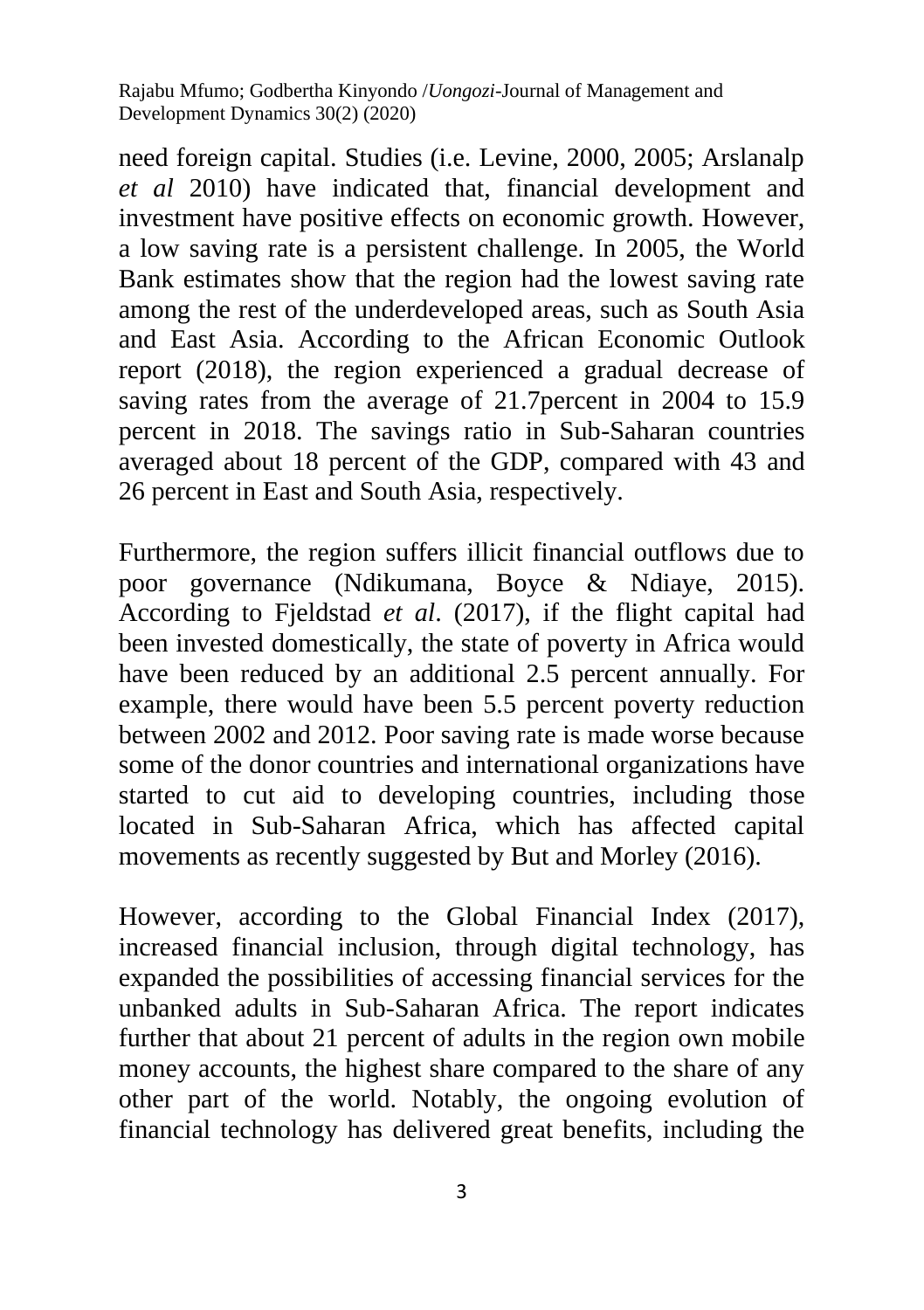need foreign capital. Studies (i.e. Levine, 2000, 2005; Arslanalp *et al* 2010) have indicated that, financial development and investment have positive effects on economic growth. However, a low saving rate is a persistent challenge. In 2005, the World Bank estimates show that the region had the lowest saving rate among the rest of the underdeveloped areas, such as South Asia and East Asia. According to the African Economic Outlook report (2018), the region experienced a gradual decrease of saving rates from the average of 21.7percent in 2004 to 15.9 percent in 2018. The savings ratio in Sub-Saharan countries averaged about 18 percent of the GDP, compared with 43 and 26 percent in East and South Asia, respectively.

Furthermore, the region suffers illicit financial outflows due to poor governance (Ndikumana, Boyce & Ndiaye, 2015). According to Fjeldstad *et al*. (2017), if the flight capital had been invested domestically, the state of poverty in Africa would have been reduced by an additional 2.5 percent annually. For example, there would have been 5.5 percent poverty reduction between 2002 and 2012. Poor saving rate is made worse because some of the donor countries and international organizations have started to cut aid to developing countries, including those located in Sub-Saharan Africa, which has affected capital movements as recently suggested by But and Morley (2016).

However, according to the Global Financial Index (2017), increased financial inclusion, through digital technology, has expanded the possibilities of accessing financial services for the unbanked adults in Sub-Saharan Africa. The report indicates further that about 21 percent of adults in the region own mobile money accounts, the highest share compared to the share of any other part of the world. Notably, the ongoing evolution of financial technology has delivered great benefits, including the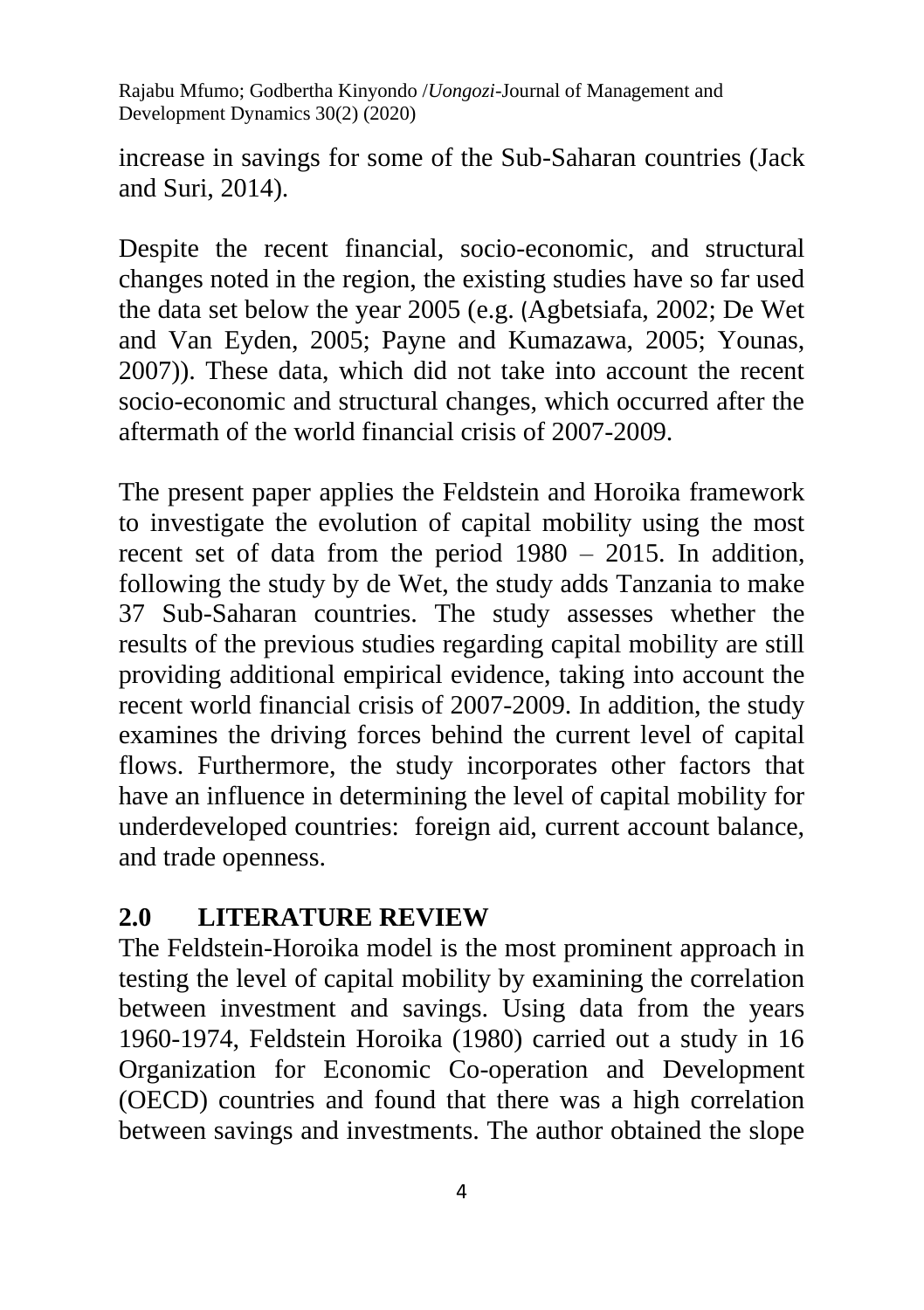increase in savings for some of the Sub-Saharan countries (Jack and Suri, 2014).

Despite the recent financial, socio-economic, and structural changes noted in the region, the existing studies have so far used the data set below the year 2005 (e.g. (Agbetsiafa, 2002; De Wet and Van Eyden, 2005; Payne and Kumazawa, 2005; Younas, 2007)). These data, which did not take into account the recent socio-economic and structural changes, which occurred after the aftermath of the world financial crisis of 2007-2009.

The present paper applies the Feldstein and Horoika framework to investigate the evolution of capital mobility using the most recent set of data from the period 1980 – 2015. In addition, following the study by de Wet, the study adds Tanzania to make 37 Sub-Saharan countries. The study assesses whether the results of the previous studies regarding capital mobility are still providing additional empirical evidence, taking into account the recent world financial crisis of 2007-2009. In addition, the study examines the driving forces behind the current level of capital flows. Furthermore, the study incorporates other factors that have an influence in determining the level of capital mobility for underdeveloped countries: foreign aid, current account balance, and trade openness.

## 2.0 LITERATURE REVIEW

The Feldstein-Horoika model is the most prominent approach in testing the level of capital mobility by examining the correlation between investment and savings. Using data from the years 1960-1974, Feldstein Horoika (1980) carried out a study in 16 Organization for Economic Co-operation and Development (OECD) countries and found that there was a high correlation between savings and investments. The author obtained the slope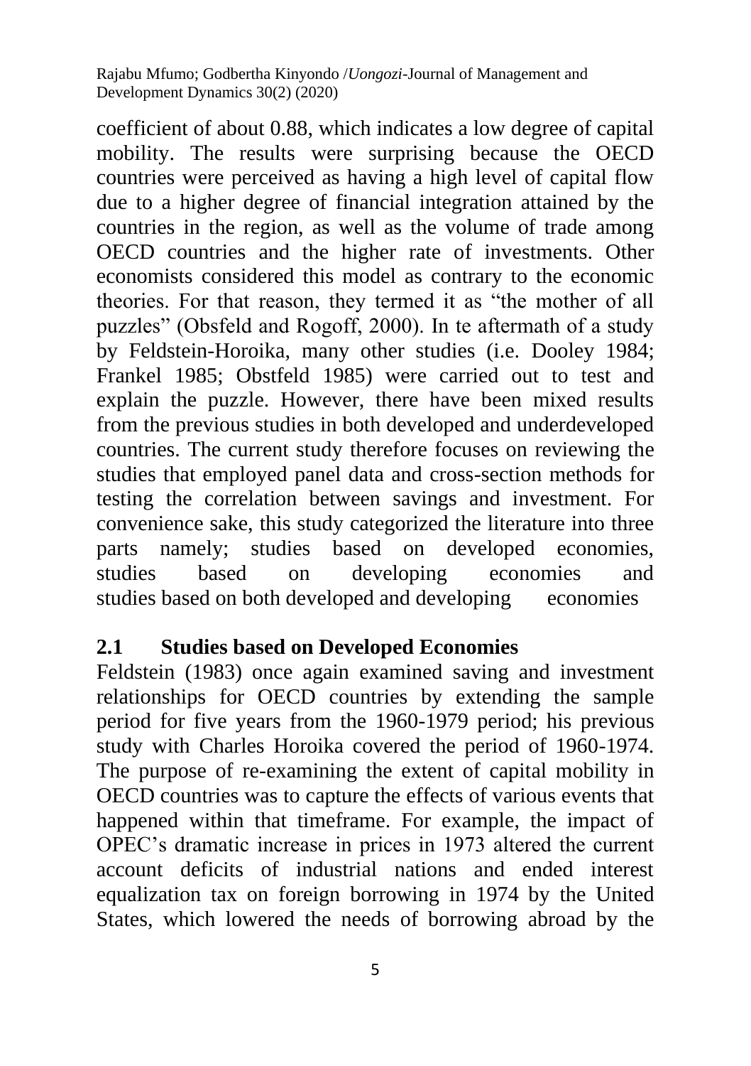coefficient of about 0.88, which indicates a low degree of capital mobility. The results were surprising because the OECD countries were perceived as having a high level of capital flow due to a higher degree of financial integration attained by the countries in the region, as well as the volume of trade among OECD countries and the higher rate of investments. Other economists considered this model as contrary to the economic theories. For that reason, they termed it as "the mother of all puzzles" (Obsfeld and Rogoff, 2000). In te aftermath of a study by Feldstein-Horoika, many other studies (i.e. Dooley 1984; Frankel 1985; Obstfeld 1985) were carried out to test and explain the puzzle. However, there have been mixed results from the previous studies in both developed and underdeveloped countries. The current study therefore focuses on reviewing the studies that employed panel data and cross-section methods for testing the correlation between savings and investment. For convenience sake, this study categorized the literature into three parts namely; studies based on developed economies, studies based on developing economies and studies based on both developed and developing economies

## 2.1 Studies based on Developed Economies

Feldstein (1983) once again examined saving and investment relationships for OECD countries by extending the sample period for five years from the 1960-1979 period; his previous study with Charles Horoika covered the period of 1960-1974. The purpose of re-examining the extent of capital mobility in OECD countries was to capture the effects of various events that happened within that timeframe. For example, the impact of OPEC's dramatic increase in prices in 1973 altered the current account deficits of industrial nations and ended interest equalization tax on foreign borrowing in 1974 by the United States, which lowered the needs of borrowing abroad by the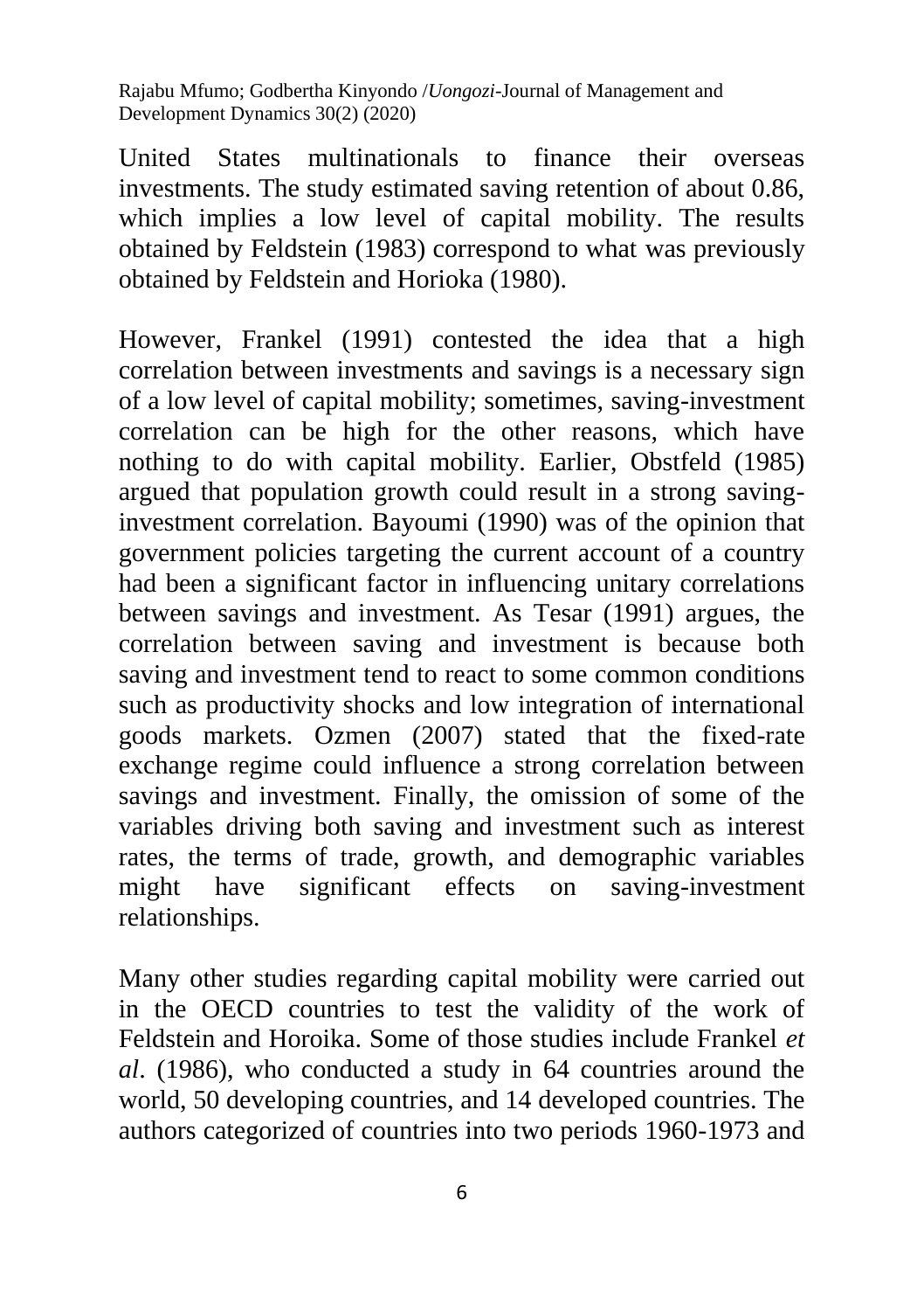United States multinationals to finance their overseas investments. The study estimated saving retention of about 0.86, which implies a low level of capital mobility. The results obtained by Feldstein (1983) correspond to what was previously obtained by Feldstein and Horioka (1980).

However, Frankel (1991) contested the idea that a high correlation between investments and savings is a necessary sign of a low level of capital mobility; sometimes, saving-investment correlation can be high for the other reasons, which have nothing to do with capital mobility. Earlier, Obstfeld (1985) argued that population growth could result in a strong saving-investment correlation. Bayoumi (1990) was of the opinion that government policies targeting the current account of a country had been a significant factor in influencing unitary correlations between savings and investment. As Tesar (1991) argues, the correlation between saving and investment is because both saving and investment tend to react to some common conditions such as productivity shocks and low integration of international goods markets. Ozmen (2007) stated that the fixed-rate exchange regime could influence a strong correlation between savings and investment. Finally, the omission of some of the variables driving both saving and investment such as interest rates, the terms of trade, growth, and demographic variables might have significant effects on saving-investment relationships.

Many other studies regarding capital mobility were carried out in the OECD countries to test the validity of the work of Feldstein and Horoika. Some of those studies include Frankel *et al*. (1986), who conducted a study in 64 countries around the world, 50 developing countries, and 14 developed countries. The authors categorized of countries into two periods 1960-1973 and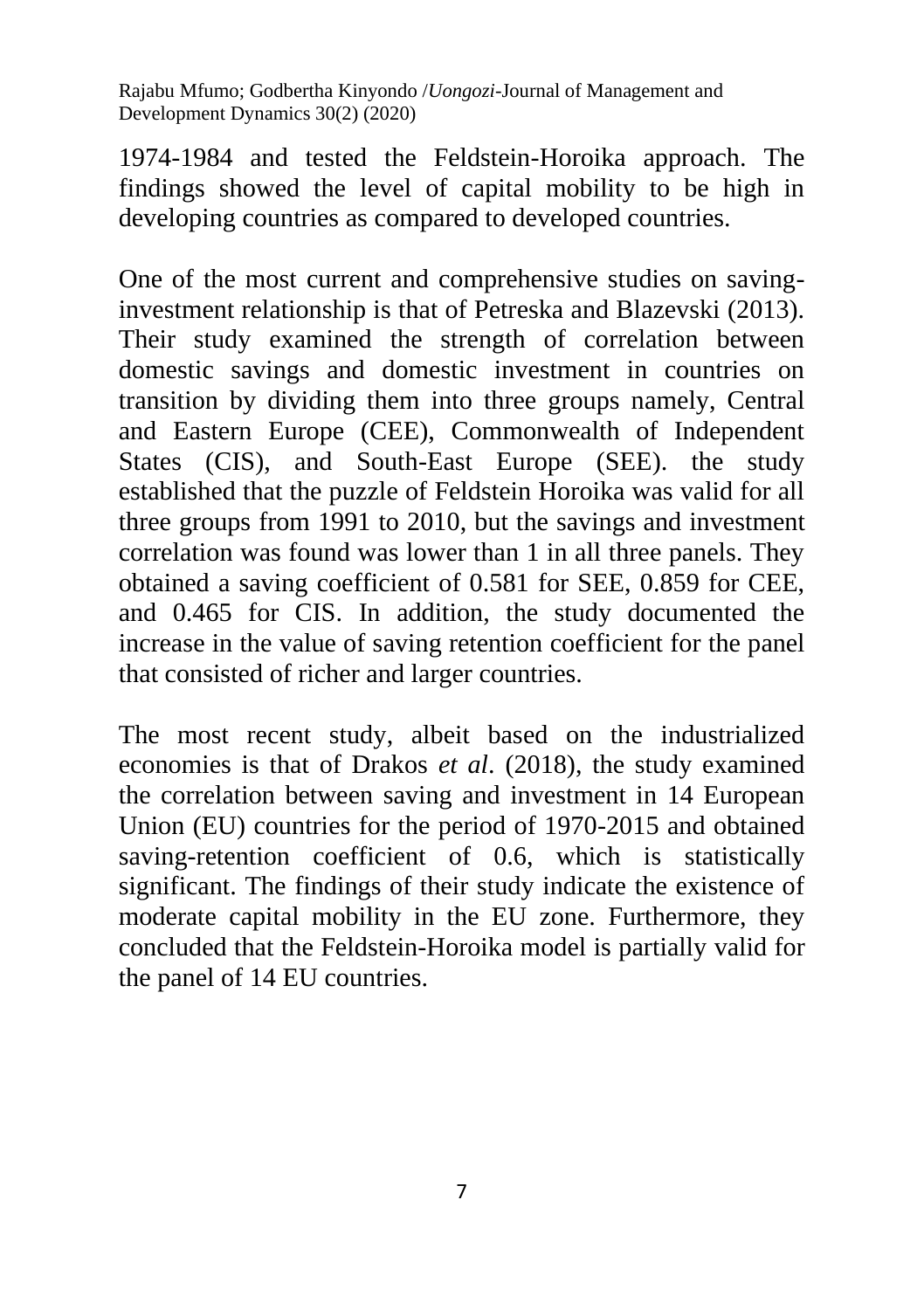1974-1984 and tested the Feldstein-Horoika approach. The findings showed the level of capital mobility to be high in developing countries as compared to developed countries.

One of the most current and comprehensive studies on saving-investment relationship is that of Petreska and Blazevski (2013). Their study examined the strength of correlation between domestic savings and domestic investment in countries on transition by dividing them into three groups namely, Central and Eastern Europe (CEE), Commonwealth of Independent States (CIS), and South-East Europe (SEE). the study established that the puzzle of Feldstein Horoika was valid for all three groups from 1991 to 2010, but the savings and investment correlation was found was lower than 1 in all three panels. They obtained a saving coefficient of 0.581 for SEE, 0.859 for CEE, and 0.465 for CIS. In addition, the study documented the increase in the value of saving retention coefficient for the panel that consisted of richer and larger countries.

The most recent study, albeit based on the industrialized economies is that of Drakos *et al*. (2018), the study examined the correlation between saving and investment in 14 European Union (EU) countries for the period of 1970-2015 and obtained saving-retention coefficient of 0.6, which is statistically significant. The findings of their study indicate the existence of moderate capital mobility in the EU zone. Furthermore, they concluded that the Feldstein-Horoika model is partially valid for the panel of 14 EU countries.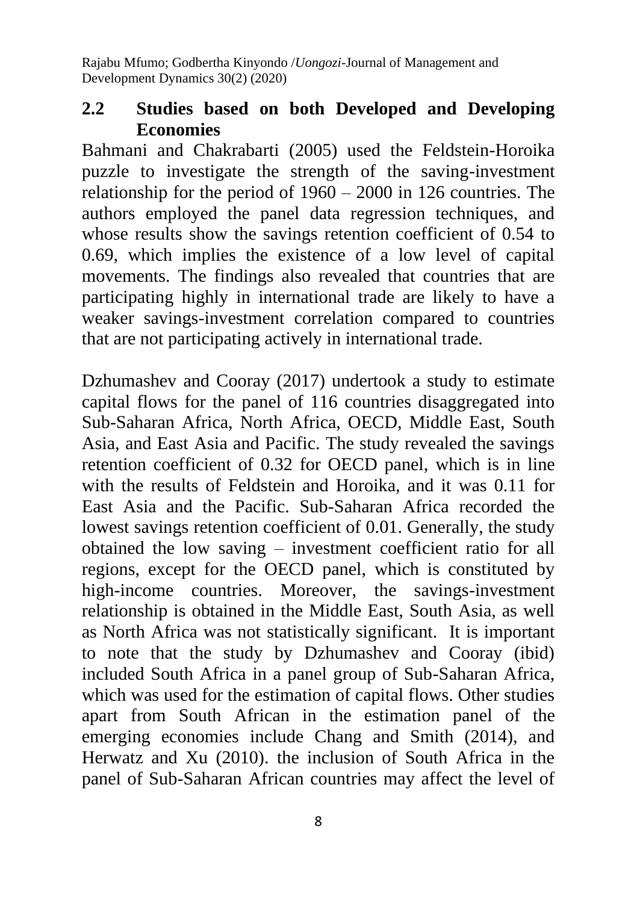## 2.2 Studies based on both Developed and Developing Economies

Bahmani and Chakrabarti (2005) used the Feldstein-Horoika puzzle to investigate the strength of the saving-investment relationship for the period of 1960 – 2000 in 126 countries. The authors employed the panel data regression techniques, and whose results show the savings retention coefficient of 0.54 to 0.69, which implies the existence of a low level of capital movements. The findings also revealed that countries that are participating highly in international trade are likely to have a weaker savings-investment correlation compared to countries that are not participating actively in international trade.

Dzhumashev and Cooray (2017) undertook a study to estimate capital flows for the panel of 116 countries disaggregated into Sub-Saharan Africa, North Africa, OECD, Middle East, South Asia, and East Asia and Pacific. The study revealed the savings retention coefficient of 0.32 for OECD panel, which is in line with the results of Feldstein and Horoika, and it was 0.11 for East Asia and the Pacific. Sub-Saharan Africa recorded the lowest savings retention coefficient of 0.01. Generally, the study obtained the low saving – investment coefficient ratio for all regions, except for the OECD panel, which is constituted by high-income countries. Moreover, the savings-investment relationship is obtained in the Middle East, South Asia, as well as North Africa was not statistically significant. It is important to note that the study by Dzhumashev and Cooray (ibid) included South Africa in a panel group of Sub-Saharan Africa, which was used for the estimation of capital flows. Other studies apart from South African in the estimation panel of the emerging economies include Chang and Smith (2014), and Herwatz and Xu (2010). the inclusion of South Africa in the panel of Sub-Saharan African countries may affect the level of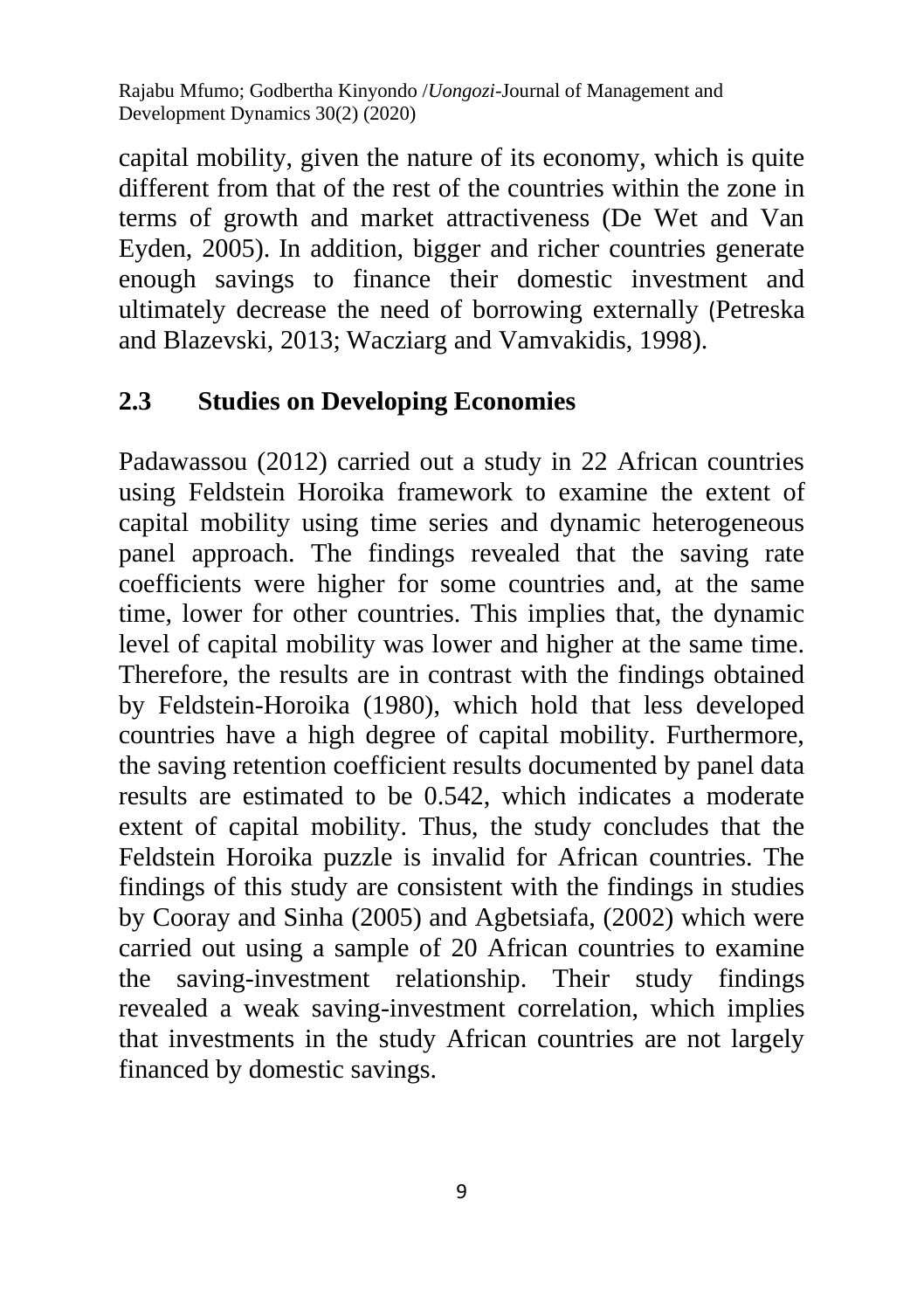capital mobility, given the nature of its economy, which is quite different from that of the rest of the countries within the zone in terms of growth and market attractiveness (De Wet and Van Eyden, 2005). In addition, bigger and richer countries generate enough savings to finance their domestic investment and ultimately decrease the need of borrowing externally (Petreska and Blazevski, 2013; Wacziarg and Vamvakidis, 1998).

## 2.3 Studies on Developing Economies

Padawassou (2012) carried out a study in 22 African countries using Feldstein Horoika framework to examine the extent of capital mobility using time series and dynamic heterogeneous panel approach. The findings revealed that the saving rate coefficients were higher for some countries and, at the same time, lower for other countries. This implies that, the dynamic level of capital mobility was lower and higher at the same time. Therefore, the results are in contrast with the findings obtained by Feldstein-Horoika (1980), which hold that less developed countries have a high degree of capital mobility. Furthermore, the saving retention coefficient results documented by panel data results are estimated to be 0.542, which indicates a moderate extent of capital mobility. Thus, the study concludes that the Feldstein Horoika puzzle is invalid for African countries. The findings of this study are consistent with the findings in studies by Cooray and Sinha (2005) and Agbetsiafa, (2002) which were carried out using a sample of 20 African countries to examine the saving-investment relationship. Their study findings revealed a weak saving-investment correlation, which implies that investments in the study African countries are not largely financed by domestic savings.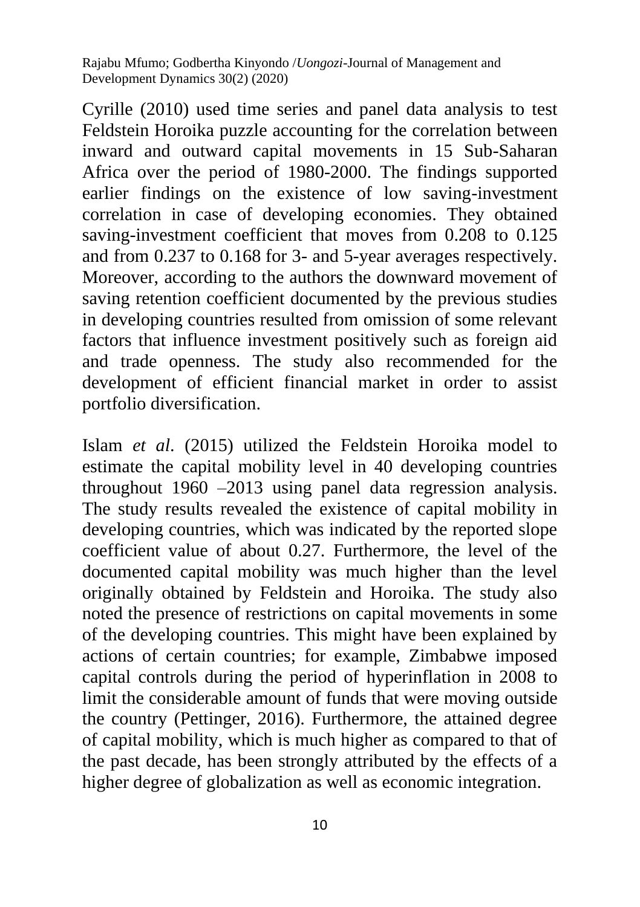Cyrille (2010) used time series and panel data analysis to test Feldstein Horoika puzzle accounting for the correlation between inward and outward capital movements in 15 Sub-Saharan Africa over the period of 1980-2000. The findings supported earlier findings on the existence of low saving-investment correlation in case of developing economies. They obtained saving-investment coefficient that moves from 0.208 to 0.125 and from 0.237 to 0.168 for 3- and 5-year averages respectively. Moreover, according to the authors the downward movement of saving retention coefficient documented by the previous studies in developing countries resulted from omission of some relevant factors that influence investment positively such as foreign aid and trade openness. The study also recommended for the development of efficient financial market in order to assist portfolio diversification.

Islam *et al.* (2015) utilized the Feldstein Horoika model to estimate the capital mobility level in 40 developing countries throughout 1960 –2013 using panel data regression analysis. The study results revealed the existence of capital mobility in developing countries, which was indicated by the reported slope coefficient value of about 0.27. Furthermore, the level of the documented capital mobility was much higher than the level originally obtained by Feldstein and Horoika. The study also noted the presence of restrictions on capital movements in some of the developing countries. This might have been explained by actions of certain countries; for example, Zimbabwe imposed capital controls during the period of hyperinflation in 2008 to limit the considerable amount of funds that were moving outside the country (Pettinger, 2016). Furthermore, the attained degree of capital mobility, which is much higher as compared to that of the past decade, has been strongly attributed by the effects of a higher degree of globalization as well as economic integration.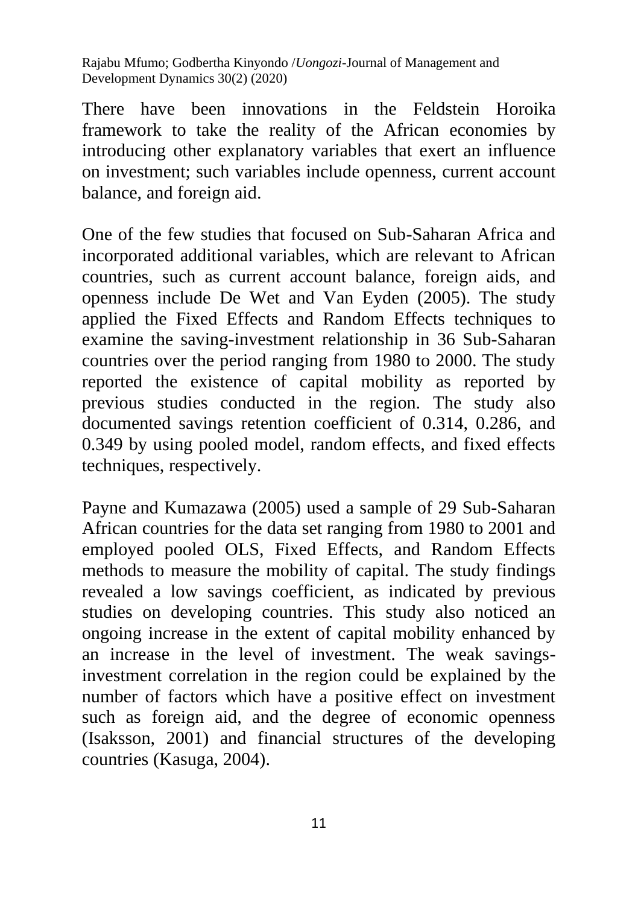There have been innovations in the Feldstein Horoika framework to take the reality of the African economies by introducing other explanatory variables that exert an influence on investment; such variables include openness, current account balance, and foreign aid.

One of the few studies that focused on Sub-Saharan Africa and incorporated additional variables, which are relevant to African countries, such as current account balance, foreign aids, and openness include De Wet and Van Eyden (2005). The study applied the Fixed Effects and Random Effects techniques to examine the saving-investment relationship in 36 Sub-Saharan countries over the period ranging from 1980 to 2000. The study reported the existence of capital mobility as reported by previous studies conducted in the region. The study also documented savings retention coefficient of 0.314, 0.286, and 0.349 by using pooled model, random effects, and fixed effects techniques, respectively.

Payne and Kumazawa (2005) used a sample of 29 Sub-Saharan African countries for the data set ranging from 1980 to 2001 and employed pooled OLS, Fixed Effects, and Random Effects methods to measure the mobility of capital. The study findings revealed a low savings coefficient, as indicated by previous studies on developing countries. This study also noticed an ongoing increase in the extent of capital mobility enhanced by an increase in the level of investment. The weak savings-investment correlation in the region could be explained by the number of factors which have a positive effect on investment such as foreign aid, and the degree of economic openness (Isaksson, 2001) and financial structures of the developing countries (Kasuga, 2004).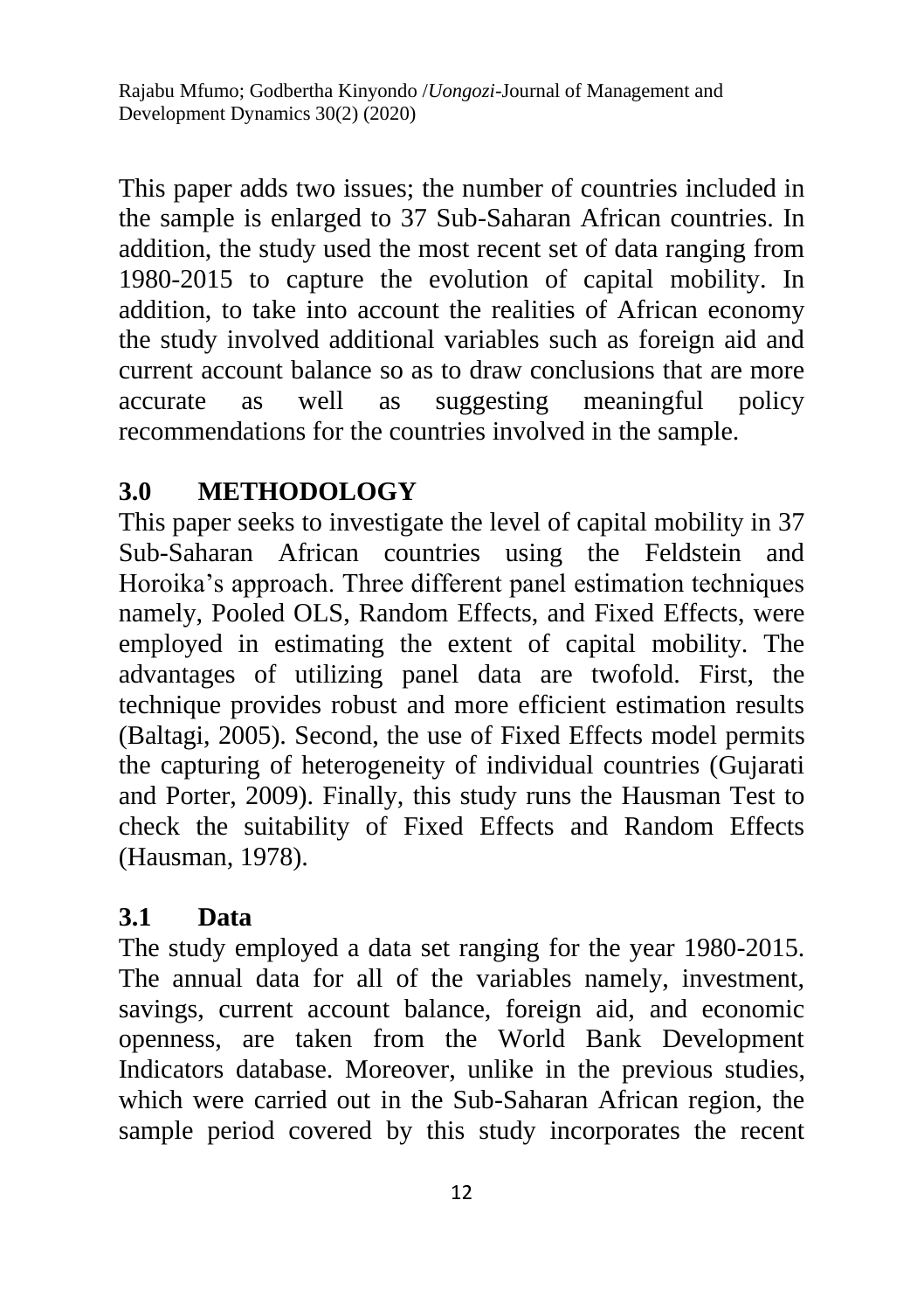This paper adds two issues; the number of countries included in the sample is enlarged to 37 Sub-Saharan African countries. In addition, the study used the most recent set of data ranging from 1980-2015 to capture the evolution of capital mobility. In addition, to take into account the realities of African economy the study involved additional variables such as foreign aid and current account balance so as to draw conclusions that are more accurate as well as suggesting meaningful policy recommendations for the countries involved in the sample.

## 3.0 METHODOLOGY

This paper seeks to investigate the level of capital mobility in 37 Sub-Saharan African countries using the Feldstein and Horoika's approach. Three different panel estimation techniques namely, Pooled OLS, Random Effects, and Fixed Effects, were employed in estimating the extent of capital mobility. The advantages of utilizing panel data are twofold. First, the technique provides robust and more efficient estimation results (Baltagi, 2005). Second, the use of Fixed Effects model permits the capturing of heterogeneity of individual countries (Gujarati and Porter, 2009). Finally, this study runs the Hausman Test to check the suitability of Fixed Effects and Random Effects (Hausman, 1978).

### 3.1 Data

The study employed a data set ranging for the year 1980-2015. The annual data for all of the variables namely, investment, savings, current account balance, foreign aid, and economic openness, are taken from the World Bank Development Indicators database. Moreover, unlike in the previous studies, which were carried out in the Sub-Saharan African region, the sample period covered by this study incorporates the recent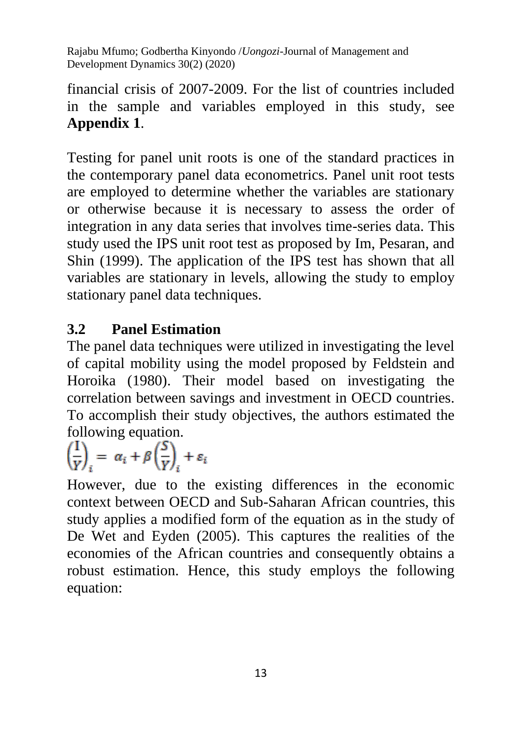financial crisis of 2007-2009. For the list of countries included in the sample and variables employed in this study, see **Appendix 1**.

Testing for panel unit roots is one of the standard practices in the contemporary panel data econometrics. Panel unit root tests are employed to determine whether the variables are stationary or otherwise because it is necessary to assess the order of integration in any data series that involves time-series data. This study used the IPS unit root test as proposed by Im, Pesaran, and Shin (1999). The application of the IPS test has shown that all variables are stationary in levels, allowing the study to employ stationary panel data techniques.

### 3.2 Panel Estimation

The panel data techniques were utilized in investigating the level of capital mobility using the model proposed by Feldstein and Horoika (1980). Their model based on investigating the correlation between savings and investment in OECD countries. To accomplish their study objectives, the authors estimated the following equation.

$$\left(\frac{I}{Y}\right)_i = \alpha_i + \beta\left(\frac{S}{Y}\right)_i + \varepsilon_i$$

However, due to the existing differences in the economic context between OECD and Sub-Saharan African countries, this study applies a modified form of the equation as in the study of De Wet and Eyden (2005). This captures the realities of the economies of the African countries and consequently obtains a robust estimation. Hence, this study employs the following equation: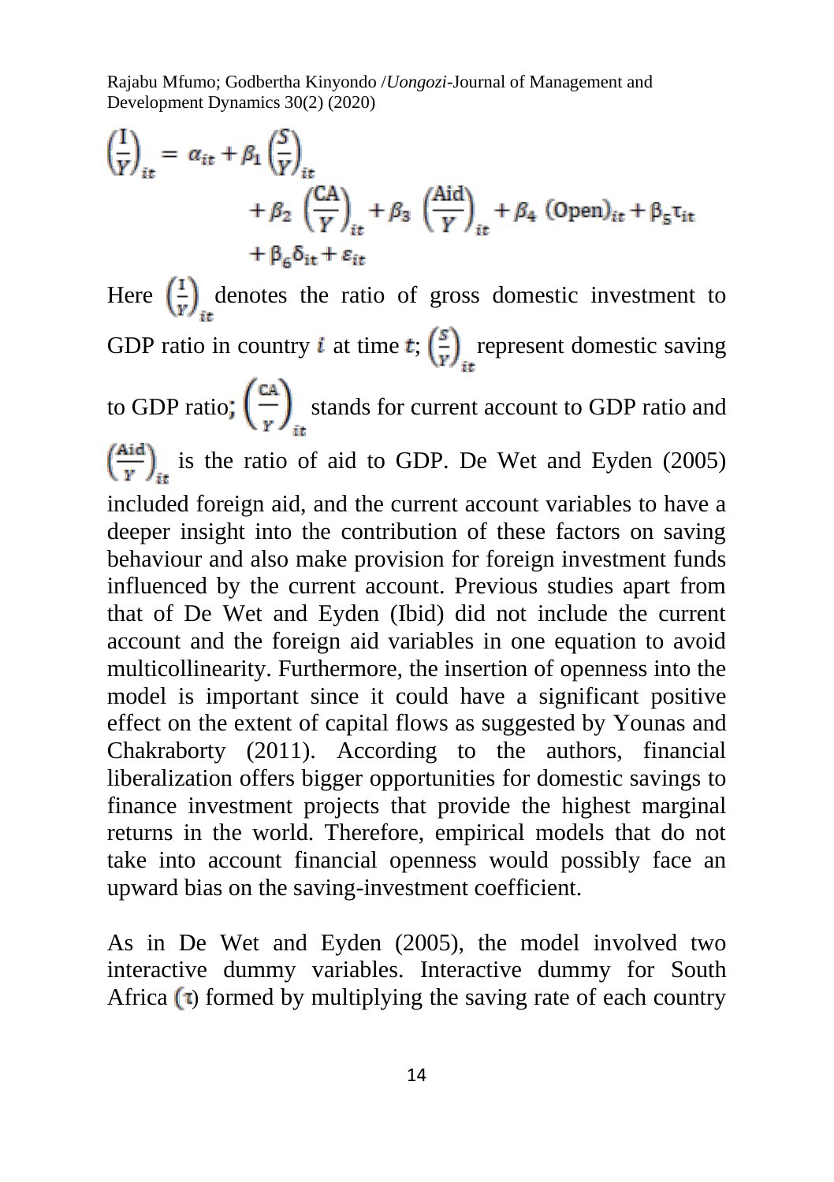$$\left(\frac{\mathrm{I}}{Y}\right)_{it} = \alpha_{it} + \beta_1 \left(\frac{S}{Y}\right)_{it} + \beta_2 \left(\frac{\mathrm{CA}}{Y}\right)_{it} + \beta_3 \left(\frac{\mathrm{Aid}}{Y}\right)_{it} + \beta_4 \left(\mathrm{Open}\right)_{it} + \beta_5 \tau_{it} + \beta_6 \delta_{it} + \varepsilon_{it}$$

Here $\left(\frac{I}{Y}\right)_{it}$ denotes the ratio of gross domestic investment to GDP ratio in country $i$ at time $t$; $\left(\frac{S}{Y}\right)_{it}$ represent domestic saving to GDP ratio; $\left(\frac{CA}{Y}\right)_{it}$ stands for current account to GDP ratio and $\left(\frac{Aid}{Y}\right)_{it}$ is the ratio of aid to GDP. De Wet and Eyden (2005) included foreign aid, and the current account variables to have a deeper insight into the contribution of these factors on saving behaviour and also make provision for foreign investment funds influenced by the current account. Previous studies apart from that of De Wet and Eyden (Ibid) did not include the current account and the foreign aid variables in one equation to avoid multicollinearity. Furthermore, the insertion of openness into the model is important since it could have a significant positive effect on the extent of capital flows as suggested by Younas and Chakraborty (2011). According to the authors, financial liberalization offers bigger opportunities for domestic savings to finance investment projects that provide the highest marginal returns in the world. Therefore, empirical models that do not take into account financial openness would possibly face an upward bias on the saving-investment coefficient.

As in De Wet and Eyden (2005), the model involved two interactive dummy variables. Interactive dummy for South Africa ($\tau$) formed by multiplying the saving rate of each country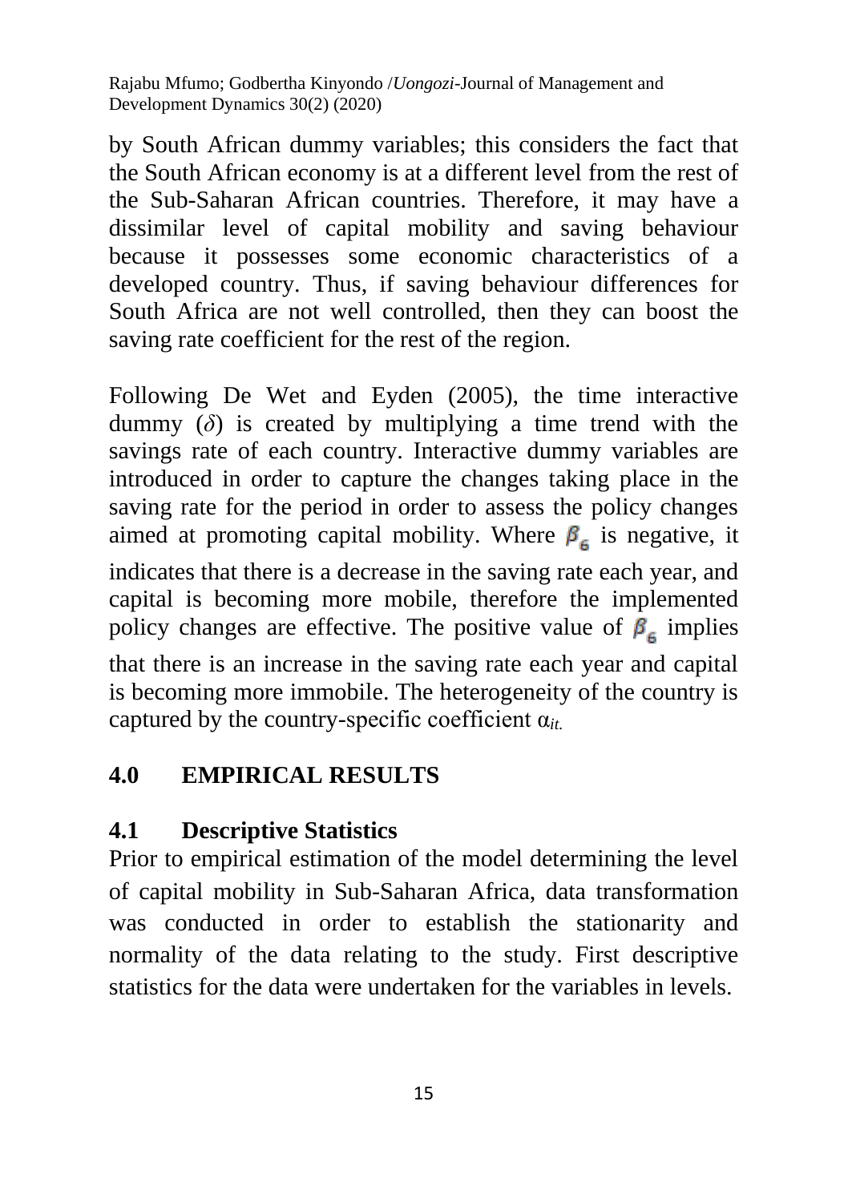by South African dummy variables; this considers the fact that the South African economy is at a different level from the rest of the Sub-Saharan African countries. Therefore, it may have a dissimilar level of capital mobility and saving behaviour because it possesses some economic characteristics of a developed country. Thus, if saving behaviour differences for South Africa are not well controlled, then they can boost the saving rate coefficient for the rest of the region.

Following De Wet and Eyden (2005), the time interactive dummy ($\delta$) is created by multiplying a time trend with the savings rate of each country. Interactive dummy variables are introduced in order to capture the changes taking place in the saving rate for the period in order to assess the policy changes aimed at promoting capital mobility. Where $\beta_6$ is negative, it indicates that there is a decrease in the saving rate each year, and capital is becoming more mobile, therefore the implemented policy changes are effective. The positive value of $\beta_6$ implies that there is an increase in the saving rate each year and capital is becoming more immobile. The heterogeneity of the country is captured by the country-specific coefficient $\alpha_{it}$.

# 4.0 EMPIRICAL RESULTS

## 4.1 Descriptive Statistics

Prior to empirical estimation of the model determining the level of capital mobility in Sub-Saharan Africa, data transformation was conducted in order to establish the stationarity and normality of the data relating to the study. First descriptive statistics for the data were undertaken for the variables in levels.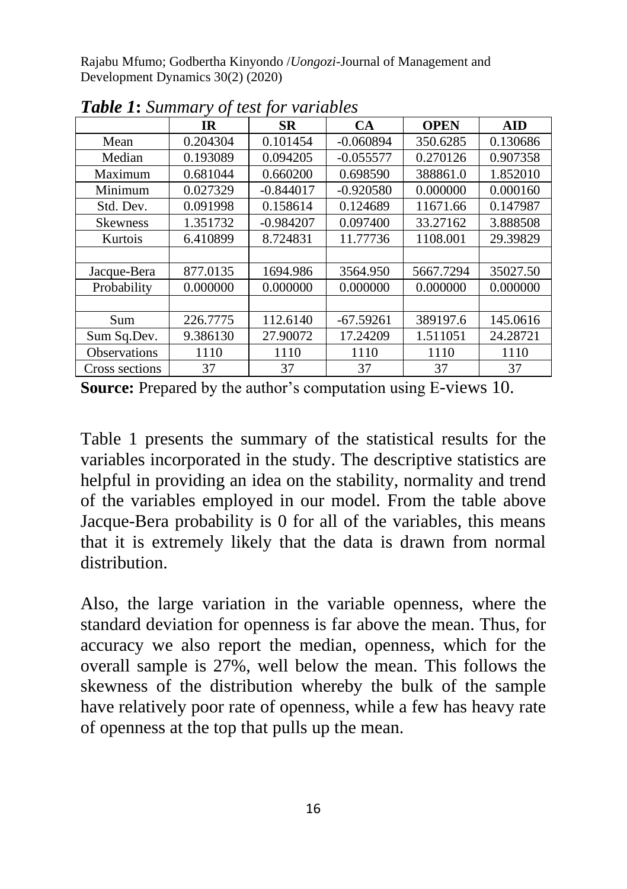***Table 1**: Summary of test for variables*

| | IR | SR | CA | OPEN | AID |
|---|---|---|---|---|---|
| Mean | 0.204304 | 0.101454 | -0.060894 | 350.6285 | 0.130686 |
| Median | 0.193089 | 0.094205 | -0.055577 | 0.270126 | 0.907358 |
| Maximum | 0.681044 | 0.660200 | 0.698590 | 388861.0 | 1.852010 |
| Minimum | 0.027329 | -0.844017 | -0.920580 | 0.000000 | 0.000160 |
| Std. Dev. | 0.091998 | 0.158614 | 0.124689 | 11671.66 | 0.147987 |
| Skewness | 1.351732 | -0.984207 | 0.097400 | 33.27162 | 3.888508 |
| Kurtois | 6.410899 | 8.724831 | 11.77736 | 1108.001 | 29.39829 |
| | | | | | |
| Jacque-Bera | 877.0135 | 1694.986 | 3564.950 | 5667.7294 | 35027.50 |
| Probability | 0.000000 | 0.000000 | 0.000000 | 0.000000 | 0.000000 |
| | | | | | |
| Sum | 226.7775 | 112.6140 | -67.59261 | 389197.6 | 145.0616 |
| Sum Sq.Dev. | 9.386130 | 27.90072 | 17.24209 | 1.511051 | 24.28721 |
| Observations | 1110 | 1110 | 1110 | 1110 | 1110 |
| Cross sections | 37 | 37 | 37 | 37 | 37 |

**Source:** Prepared by the author's computation using E-views 10.

Table 1 presents the summary of the statistical results for the variables incorporated in the study. The descriptive statistics are helpful in providing an idea on the stability, normality and trend of the variables employed in our model. From the table above Jacque-Bera probability is 0 for all of the variables, this means that it is extremely likely that the data is drawn from normal distribution.

Also, the large variation in the variable openness, where the standard deviation for openness is far above the mean. Thus, for accuracy we also report the median, openness, which for the overall sample is 27%, well below the mean. This follows the skewness of the distribution whereby the bulk of the sample have relatively poor rate of openness, while a few has heavy rate of openness at the top that pulls up the mean.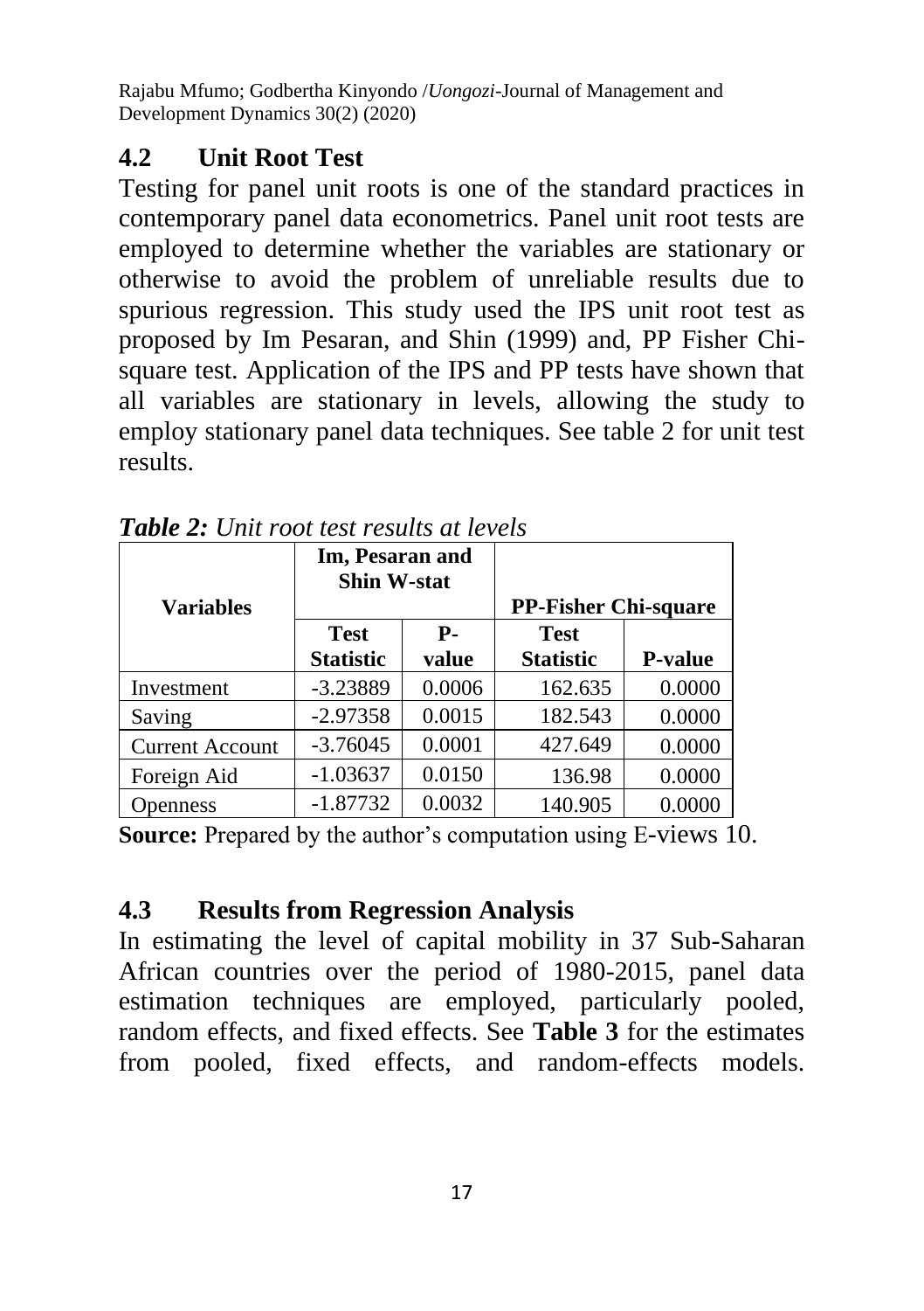## 4.2 Unit Root Test

Testing for panel unit roots is one of the standard practices in contemporary panel data econometrics. Panel unit root tests are employed to determine whether the variables are stationary or otherwise to avoid the problem of unreliable results due to spurious regression. This study used the IPS unit root test as proposed by Im Pesaran, and Shin (1999) and, PP Fisher Chi-square test. Application of the IPS and PP tests have shown that all variables are stationary in levels, allowing the study to employ stationary panel data techniques. See table 2 for unit test results.

***Table 2:*** *Unit root test results at levels*

| Variables | Im, Pesaran and Shin W-stat | | PP-Fisher Chi-square | |
|---|---|---|---|---|
| | Test Statistic | P-value | Test Statistic | P-value |
| Investment | -3.23889 | 0.0006 | 162.635 | 0.0000 |
| Saving | -2.97358 | 0.0015 | 182.543 | 0.0000 |
| Current Account | -3.76045 | 0.0001 | 427.649 | 0.0000 |
| Foreign Aid | -1.03637 | 0.0150 | 136.98 | 0.0000 |
| Openness | -1.87732 | 0.0032 | 140.905 | 0.0000 |

**Source:** Prepared by the author's computation using E-views 10.

## 4.3 Results from Regression Analysis

In estimating the level of capital mobility in 37 Sub-Saharan African countries over the period of 1980-2015, panel data estimation techniques are employed, particularly pooled, random effects, and fixed effects. See **Table 3** for the estimates from pooled, fixed effects, and random-effects models.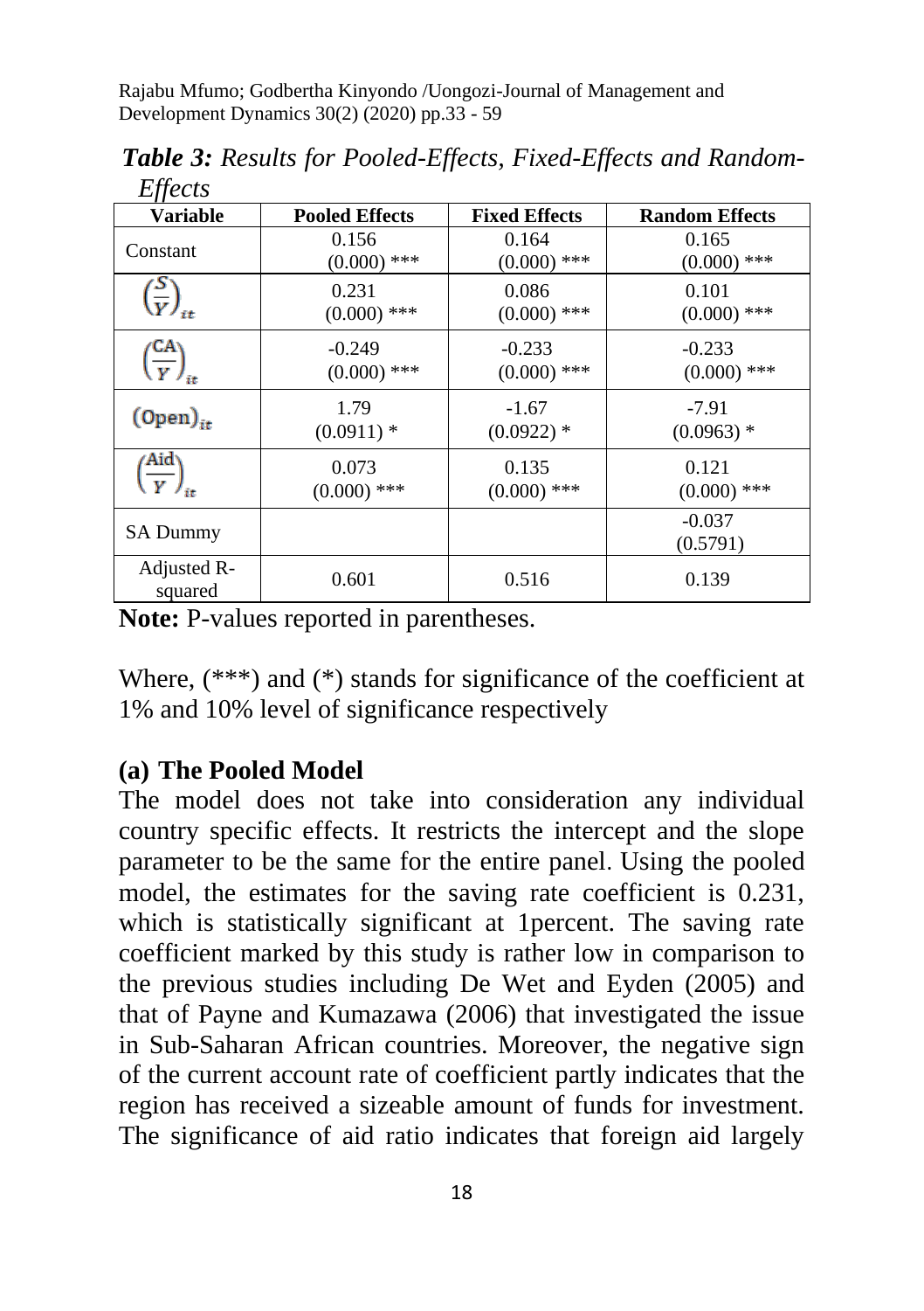***Table 3:*** *Results for Pooled-Effects, Fixed-Effects and Random-Effects*

| Variable | Pooled Effects | Fixed Effects | Random Effects |
|---|---|---|---|
| Constant | 0.156 (0.000) *** | 0.164 (0.000) *** | 0.165 (0.000) *** |
| $\left(\frac{S}{Y}\right)_{it}$ | 0.231 (0.000) *** | 0.086 (0.000) *** | 0.101 (0.000) *** |
| $\left(\frac{CA}{Y}\right)_{it}$ | -0.249 (0.000) *** | -0.233 (0.000) *** | -0.233 (0.000) *** |
| $(\text{Open})_{it}$ | 1.79 (0.0911) * | -1.67 (0.0922) * | -7.91 (0.0963) * |
| $\left(\frac{Aid}{Y}\right)_{it}$ | 0.073 (0.000) *** | 0.135 (0.000) *** | 0.121 (0.000) *** |
| SA Dummy | | | -0.037 (0.5791) |
| Adjusted R-squared | 0.601 | 0.516 | 0.139 |

**Note:** P-values reported in parentheses.

Where, (***) and (*) stands for significance of the coefficient at 1% and 10% level of significance respectively

### (a) The Pooled Model

The model does not take into consideration any individual country specific effects. It restricts the intercept and the slope parameter to be the same for the entire panel. Using the pooled model, the estimates for the saving rate coefficient is 0.231, which is statistically significant at 1percent. The saving rate coefficient marked by this study is rather low in comparison to the previous studies including De Wet and Eyden (2005) and that of Payne and Kumazawa (2006) that investigated the issue in Sub-Saharan African countries. Moreover, the negative sign of the current account rate of coefficient partly indicates that the region has received a sizeable amount of funds for investment. The significance of aid ratio indicates that foreign aid largely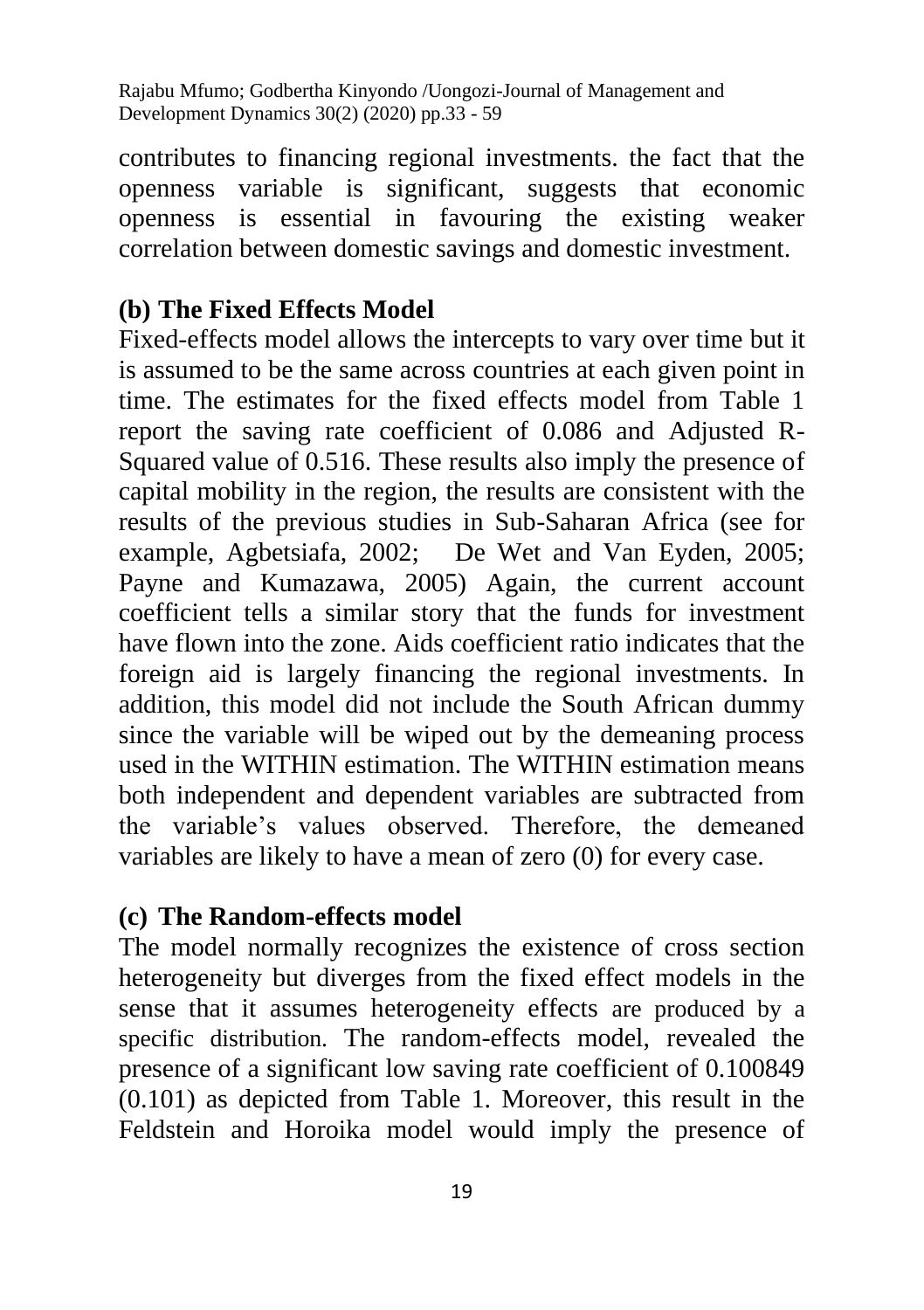contributes to financing regional investments. the fact that the openness variable is significant, suggests that economic openness is essential in favouring the existing weaker correlation between domestic savings and domestic investment.

### (b) The Fixed Effects Model

Fixed-effects model allows the intercepts to vary over time but it is assumed to be the same across countries at each given point in time. The estimates for the fixed effects model from Table 1 report the saving rate coefficient of 0.086 and Adjusted R-Squared value of 0.516. These results also imply the presence of capital mobility in the region, the results are consistent with the results of the previous studies in Sub-Saharan Africa (see for example, Agbetsiafa, 2002; De Wet and Van Eyden, 2005; Payne and Kumazawa, 2005) Again, the current account coefficient tells a similar story that the funds for investment have flown into the zone. Aids coefficient ratio indicates that the foreign aid is largely financing the regional investments. In addition, this model did not include the South African dummy since the variable will be wiped out by the demeaning process used in the WITHIN estimation. The WITHIN estimation means both independent and dependent variables are subtracted from the variable's values observed. Therefore, the demeaned variables are likely to have a mean of zero (0) for every case.

### (c) The Random-effects model

The model normally recognizes the existence of cross section heterogeneity but diverges from the fixed effect models in the sense that it assumes heterogeneity effects are produced by a specific distribution. The random-effects model, revealed the presence of a significant low saving rate coefficient of 0.100849 (0.101) as depicted from Table 1. Moreover, this result in the Feldstein and Horoika model would imply the presence of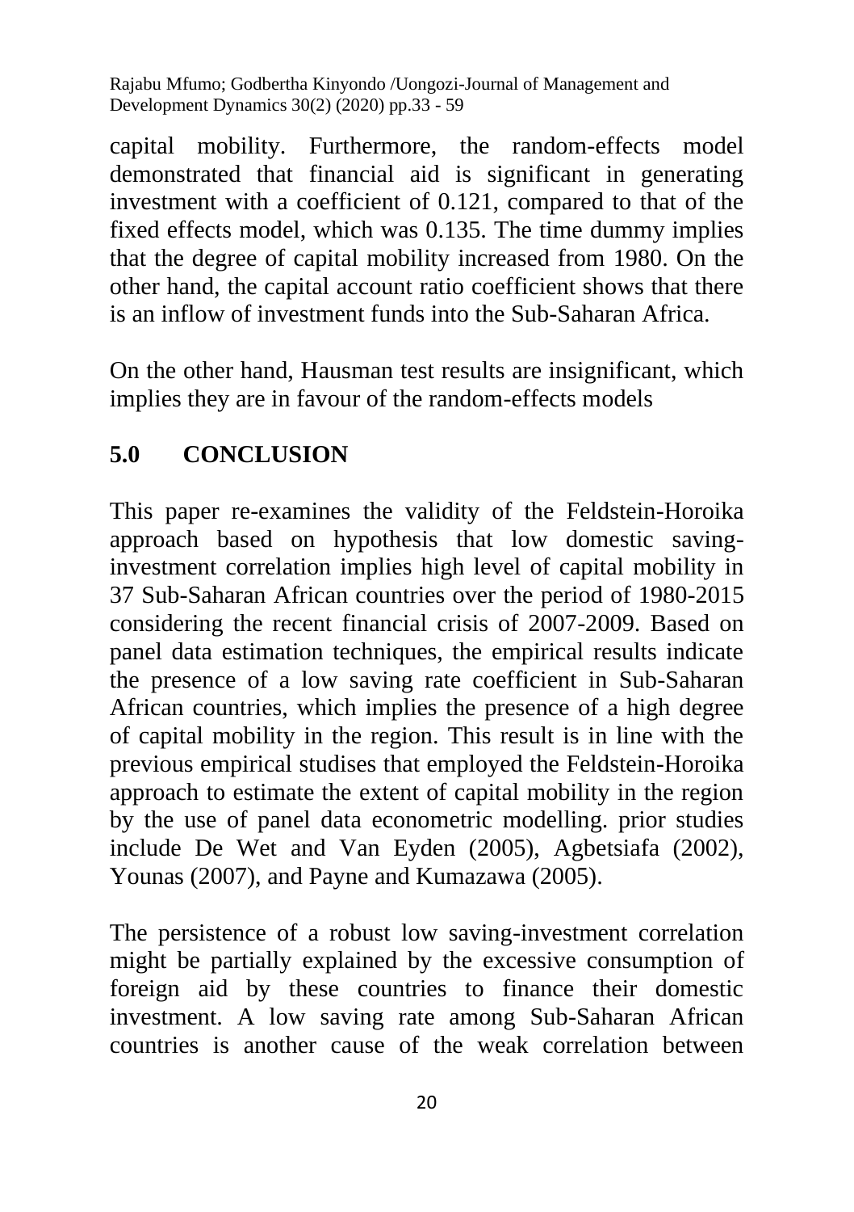capital mobility. Furthermore, the random-effects model demonstrated that financial aid is significant in generating investment with a coefficient of 0.121, compared to that of the fixed effects model, which was 0.135. The time dummy implies that the degree of capital mobility increased from 1980. On the other hand, the capital account ratio coefficient shows that there is an inflow of investment funds into the Sub-Saharan Africa.

On the other hand, Hausman test results are insignificant, which implies they are in favour of the random-effects models

## 5.0 CONCLUSION

This paper re-examines the validity of the Feldstein-Horoika approach based on hypothesis that low domestic saving-investment correlation implies high level of capital mobility in 37 Sub-Saharan African countries over the period of 1980-2015 considering the recent financial crisis of 2007-2009. Based on panel data estimation techniques, the empirical results indicate the presence of a low saving rate coefficient in Sub-Saharan African countries, which implies the presence of a high degree of capital mobility in the region. This result is in line with the previous empirical studises that employed the Feldstein-Horoika approach to estimate the extent of capital mobility in the region by the use of panel data econometric modelling. prior studies include De Wet and Van Eyden (2005), Agbetsiafa (2002), Younas (2007), and Payne and Kumazawa (2005).

The persistence of a robust low saving-investment correlation might be partially explained by the excessive consumption of foreign aid by these countries to finance their domestic investment. A low saving rate among Sub-Saharan African countries is another cause of the weak correlation between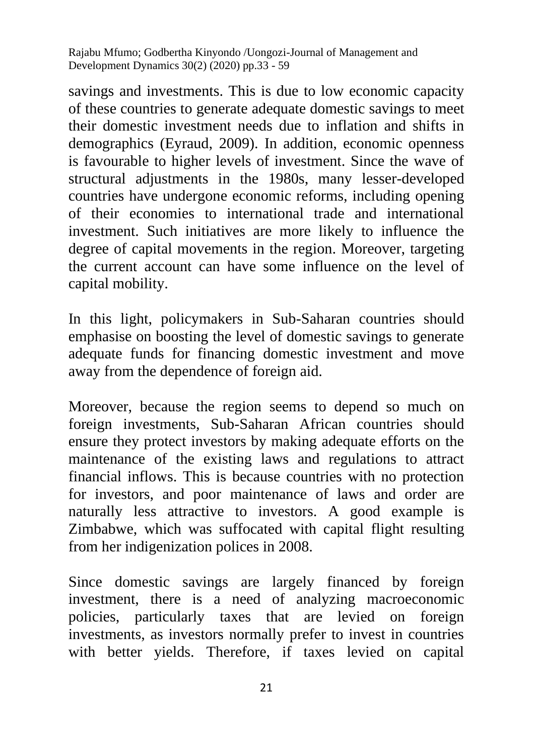savings and investments. This is due to low economic capacity of these countries to generate adequate domestic savings to meet their domestic investment needs due to inflation and shifts in demographics (Eyraud, 2009). In addition, economic openness is favourable to higher levels of investment. Since the wave of structural adjustments in the 1980s, many lesser-developed countries have undergone economic reforms, including opening of their economies to international trade and international investment. Such initiatives are more likely to influence the degree of capital movements in the region. Moreover, targeting the current account can have some influence on the level of capital mobility.

In this light, policymakers in Sub-Saharan countries should emphasise on boosting the level of domestic savings to generate adequate funds for financing domestic investment and move away from the dependence of foreign aid.

Moreover, because the region seems to depend so much on foreign investments, Sub-Saharan African countries should ensure they protect investors by making adequate efforts on the maintenance of the existing laws and regulations to attract financial inflows. This is because countries with no protection for investors, and poor maintenance of laws and order are naturally less attractive to investors. A good example is Zimbabwe, which was suffocated with capital flight resulting from her indigenization polices in 2008.

Since domestic savings are largely financed by foreign investment, there is a need of analyzing macroeconomic policies, particularly taxes that are levied on foreign investments, as investors normally prefer to invest in countries with better yields. Therefore, if taxes levied on capital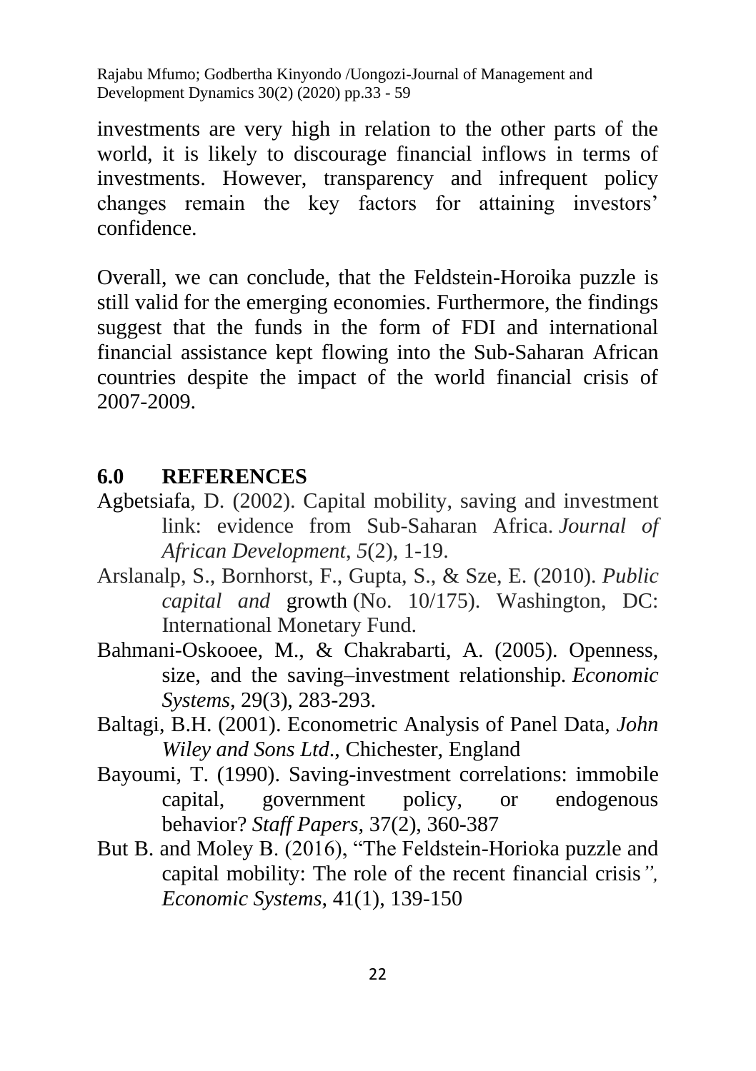investments are very high in relation to the other parts of the world, it is likely to discourage financial inflows in terms of investments. However, transparency and infrequent policy changes remain the key factors for attaining investors' confidence.

Overall, we can conclude, that the Feldstein-Horoika puzzle is still valid for the emerging economies. Furthermore, the findings suggest that the funds in the form of FDI and international financial assistance kept flowing into the Sub-Saharan African countries despite the impact of the world financial crisis of 2007-2009.

## 6.0 REFERENCES

Agbetsiafa, D. (2002). Capital mobility, saving and investment link: evidence from Sub-Saharan Africa. *Journal of African Development*, *5*(2), 1-19.

Arslanalp, S., Bornhorst, F., Gupta, S., & Sze, E. (2010). *Public capital and* growth (No. 10/175). Washington, DC: International Monetary Fund.

Bahmani-Oskooee, M., & Chakrabarti, A. (2005). Openness, size, and the saving–investment relationship. *Economic Systems*, 29(3), 283-293.

Baltagi, B.H. (2001). Econometric Analysis of Panel Data, *John Wiley and Sons Ltd*., Chichester, England

Bayoumi, T. (1990). Saving-investment correlations: immobile capital, government policy, or endogenous behavior? *Staff Papers*, 37(2), 360-387

But B. and Moley B. (2016), "The Feldstein-Horioka puzzle and capital mobility: The role of the recent financial crisis*",* *Economic Systems*, 41(1), 139-150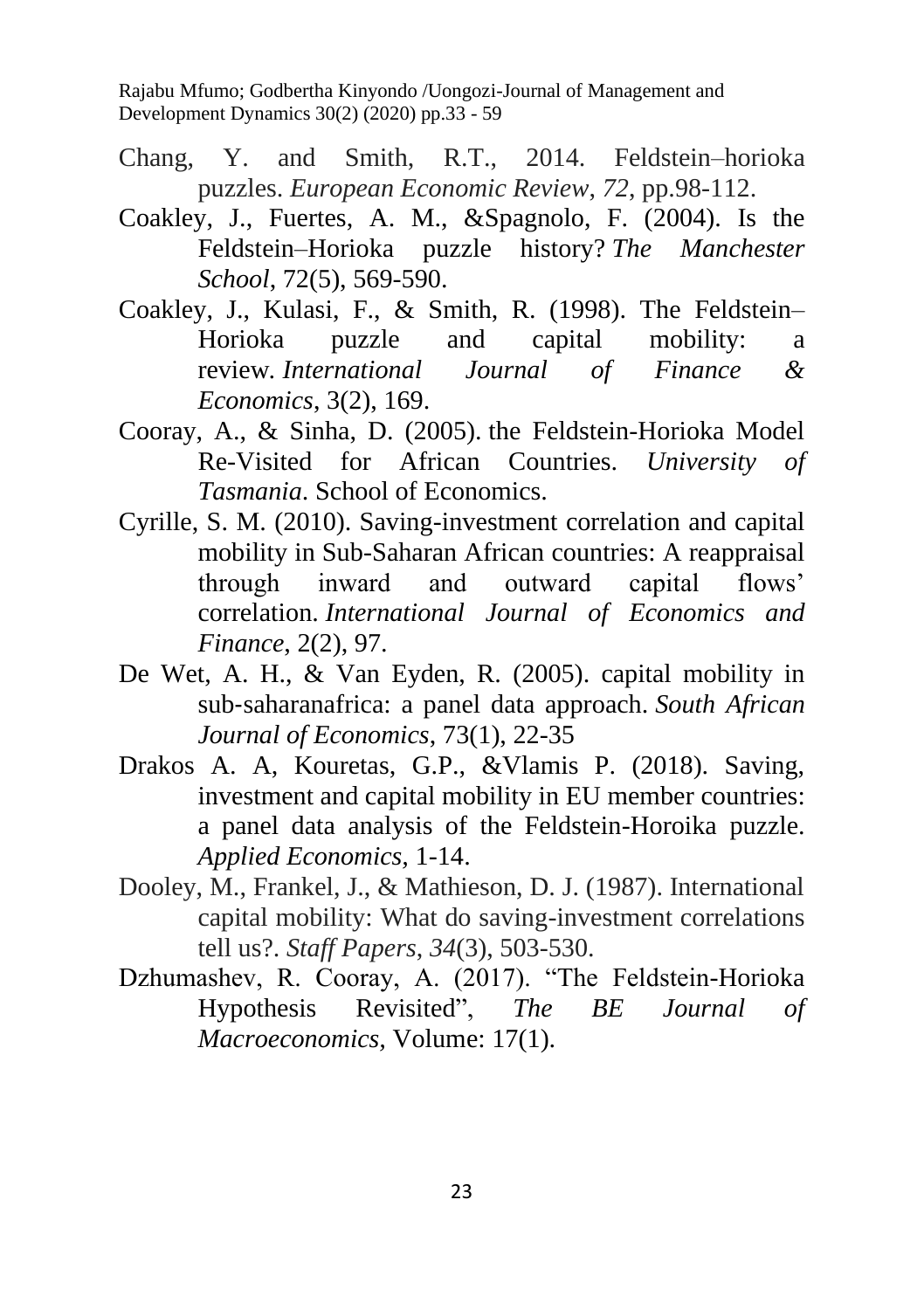Chang, Y. and Smith, R.T., 2014. Feldstein–horioka puzzles. *European Economic Review*, *72*, pp.98-112.

Coakley, J., Fuertes, A. M., &Spagnolo, F. (2004). Is the Feldstein–Horioka puzzle history? *The Manchester School*, 72(5), 569-590.

Coakley, J., Kulasi, F., & Smith, R. (1998). The Feldstein–Horioka puzzle and capital mobility: a review. *International Journal of Finance & Economics*, 3(2), 169.

Cooray, A., & Sinha, D. (2005). the Feldstein-Horioka Model Re-Visited for African Countries. *University of Tasmania*. School of Economics.

Cyrille, S. M. (2010). Saving-investment correlation and capital mobility in Sub-Saharan African countries: A reappraisal through inward and outward capital flows' correlation. *International Journal of Economics and Finance*, 2(2), 97.

De Wet, A. H., & Van Eyden, R. (2005). capital mobility in sub-saharanafrica: a panel data approach. *South African Journal of Economics*, 73(1), 22-35

Drakos A. A, Kouretas, G.P., &Vlamis P. (2018). Saving, investment and capital mobility in EU member countries: a panel data analysis of the Feldstein-Horoika puzzle. *Applied Economics*, 1-14.

Dooley, M., Frankel, J., & Mathieson, D. J. (1987). International capital mobility: What do saving-investment correlations tell us?. *Staff Papers*, *34*(3), 503-530.

Dzhumashev, R. Cooray, A. (2017). "The Feldstein-Horioka Hypothesis Revisited", *The BE Journal of Macroeconomics*, Volume: 17(1).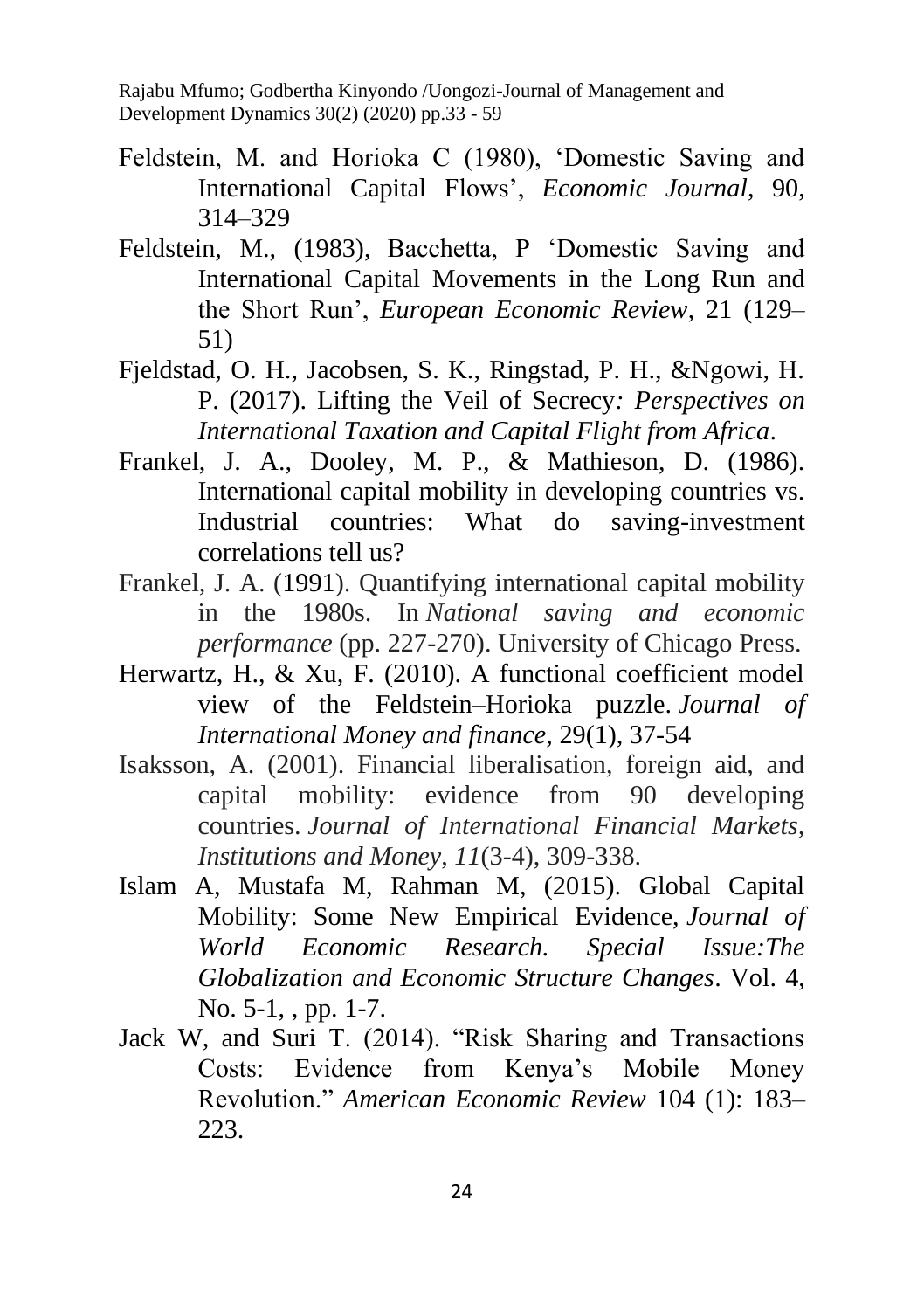Feldstein, M. and Horioka C (1980), 'Domestic Saving and International Capital Flows', *Economic Journal*, 90, 314–329

Feldstein, M., (1983), Bacchetta, P 'Domestic Saving and International Capital Movements in the Long Run and the Short Run', *European Economic Review*, 21 (129–51)

Fjeldstad, O. H., Jacobsen, S. K., Ringstad, P. H., &Ngowi, H. P. (2017). Lifting the Veil of Secrecy*: Perspectives on International Taxation and Capital Flight from Africa*.

Frankel, J. A., Dooley, M. P., & Mathieson, D. (1986). International capital mobility in developing countries vs. Industrial countries: What do saving-investment correlations tell us?

Frankel, J. A. (1991). Quantifying international capital mobility in the 1980s. In *National saving and economic performance* (pp. 227-270). University of Chicago Press.

Herwartz, H., & Xu, F. (2010). A functional coefficient model view of the Feldstein–Horioka puzzle. *Journal of International Money and finance*, 29(1), 37-54

Isaksson, A. (2001). Financial liberalisation, foreign aid, and capital mobility: evidence from 90 developing countries. *Journal of International Financial Markets, Institutions and Money*, *11*(3-4), 309-338.

Islam A, Mustafa M, Rahman M, (2015). Global Capital Mobility: Some New Empirical Evidence, *Journal of World Economic Research. Special Issue:The Globalization and Economic Structure Changes*. Vol. 4, No. 5-1, , pp. 1-7.

Jack W, and Suri T. (2014). "Risk Sharing and Transactions Costs: Evidence from Kenya's Mobile Money Revolution." *American Economic Review* 104 (1): 183–223.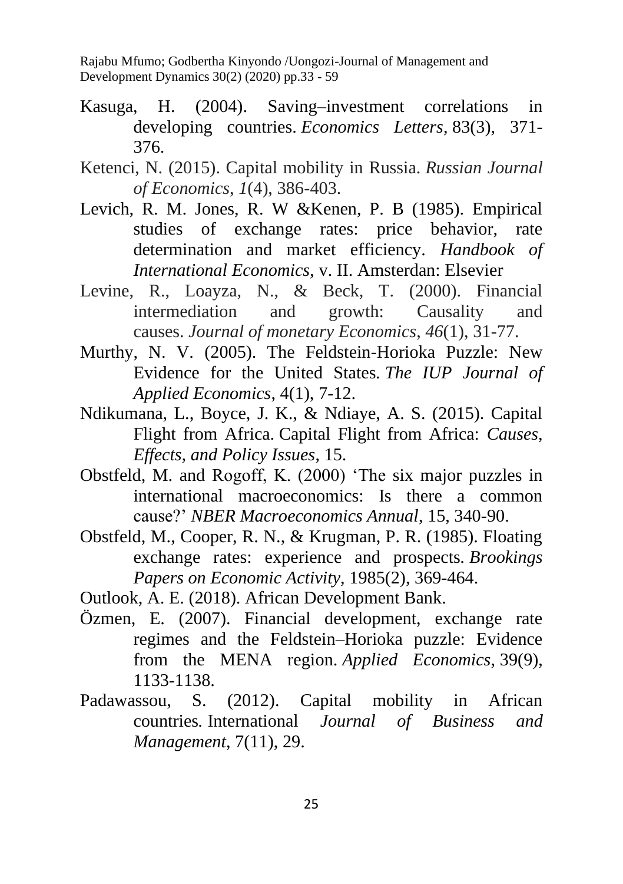Kasuga, H. (2004). Saving–investment correlations in developing countries. *Economics Letters*, 83(3), 371-376.

Ketenci, N. (2015). Capital mobility in Russia. *Russian Journal of Economics*, *1*(4), 386-403.

Levich, R. M. Jones, R. W &Kenen, P. B (1985). Empirical studies of exchange rates: price behavior, rate determination and market efficiency. *Handbook of International Economics,* v. II. Amsterdan: Elsevier

Levine, R., Loayza, N., & Beck, T. (2000). Financial intermediation and growth: Causality and causes. *Journal of monetary Economics*, *46*(1), 31-77.

Murthy, N. V. (2005). The Feldstein-Horioka Puzzle: New Evidence for the United States. *The IUP Journal of Applied Economics*, 4(1), 7-12.

Ndikumana, L., Boyce, J. K., & Ndiaye, A. S. (2015). Capital Flight from Africa. Capital Flight from Africa: *Causes, Effects, and Policy Issues*, 15.

Obstfeld, M. and Rogoff, K. (2000) 'The six major puzzles in international macroeconomics: Is there a common cause?' *NBER Macroeconomics Annual*, 15, 340-90.

Obstfeld, M., Cooper, R. N., & Krugman, P. R. (1985). Floating exchange rates: experience and prospects. *Brookings Papers on Economic Activity*, 1985(2), 369-464.

Outlook, A. E. (2018). African Development Bank.

Özmen, E. (2007). Financial development, exchange rate regimes and the Feldstein–Horioka puzzle: Evidence from the MENA region. *Applied Economics*, 39(9), 1133-1138.

Padawassou, S. (2012). Capital mobility in African countries. International *Journal of Business and Management*, 7(11), 29.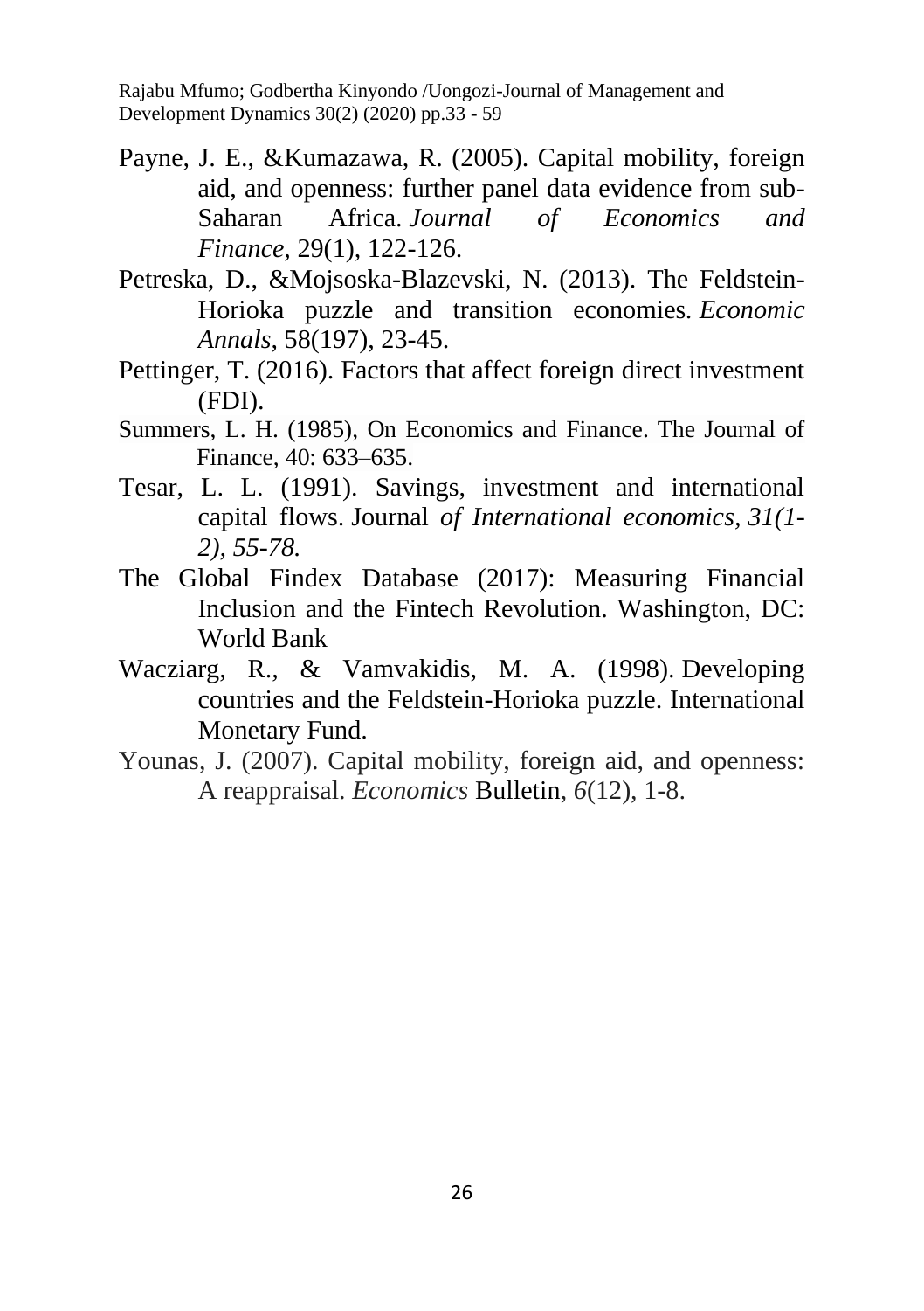Payne, J. E., &Kumazawa, R. (2005). Capital mobility, foreign aid, and openness: further panel data evidence from sub-Saharan Africa. *Journal of Economics and Finance*, 29(1), 122-126.

Petreska, D., &Mojsoska-Blazevski, N. (2013). The Feldstein-Horioka puzzle and transition economies. *Economic Annals*, 58(197), 23-45.

Pettinger, T. (2016). Factors that affect foreign direct investment (FDI).

Summers, L. H. (1985), On Economics and Finance. The Journal of Finance, 40: 633–635.

Tesar, L. L. (1991). Savings, investment and international capital flows. Journal *of International economics*, *31(1-2), 55-78.*

The Global Findex Database (2017): Measuring Financial Inclusion and the Fintech Revolution. Washington, DC: World Bank

Wacziarg, R., & Vamvakidis, M. A. (1998). Developing countries and the Feldstein-Horioka puzzle. International Monetary Fund.

Younas, J. (2007). Capital mobility, foreign aid, and openness: A reappraisal. *Economics* Bulletin, *6*(12), 1-8.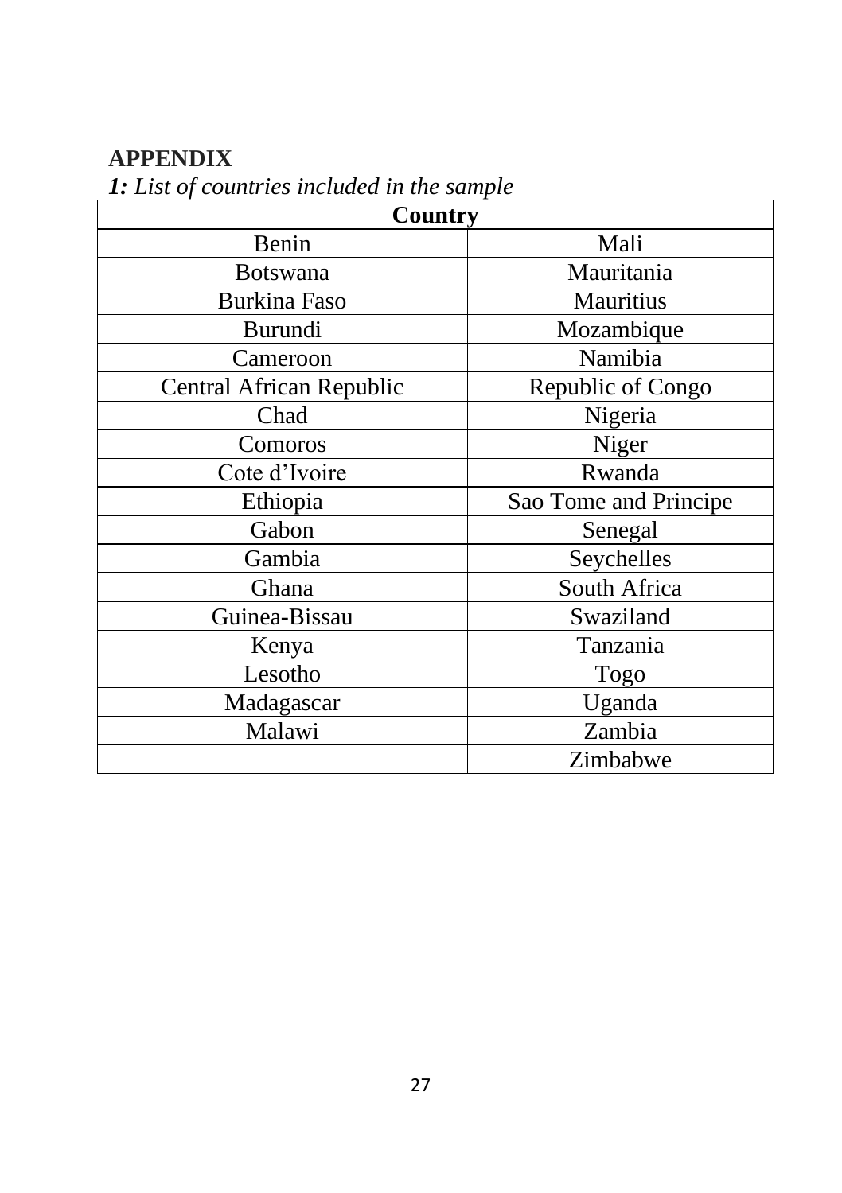## APPENDIX

***1:** List of countries included in the sample*

| Country | |
|---|---|
| Benin | Mali |
| Botswana | Mauritania |
| Burkina Faso | Mauritius |
| Burundi | Mozambique |
| Cameroon | Namibia |
| Central African Republic | Republic of Congo |
| Chad | Nigeria |
| Comoros | Niger |
| Cote d'Ivoire | Rwanda |
| Ethiopia | Sao Tome and Principe |
| Gabon | Senegal |
| Gambia | Seychelles |
| Ghana | South Africa |
| Guinea-Bissau | Swaziland |
| Kenya | Tanzania |
| Lesotho | Togo |
| Madagascar | Uganda |
| Malawi | Zambia |
| | Zimbabwe |